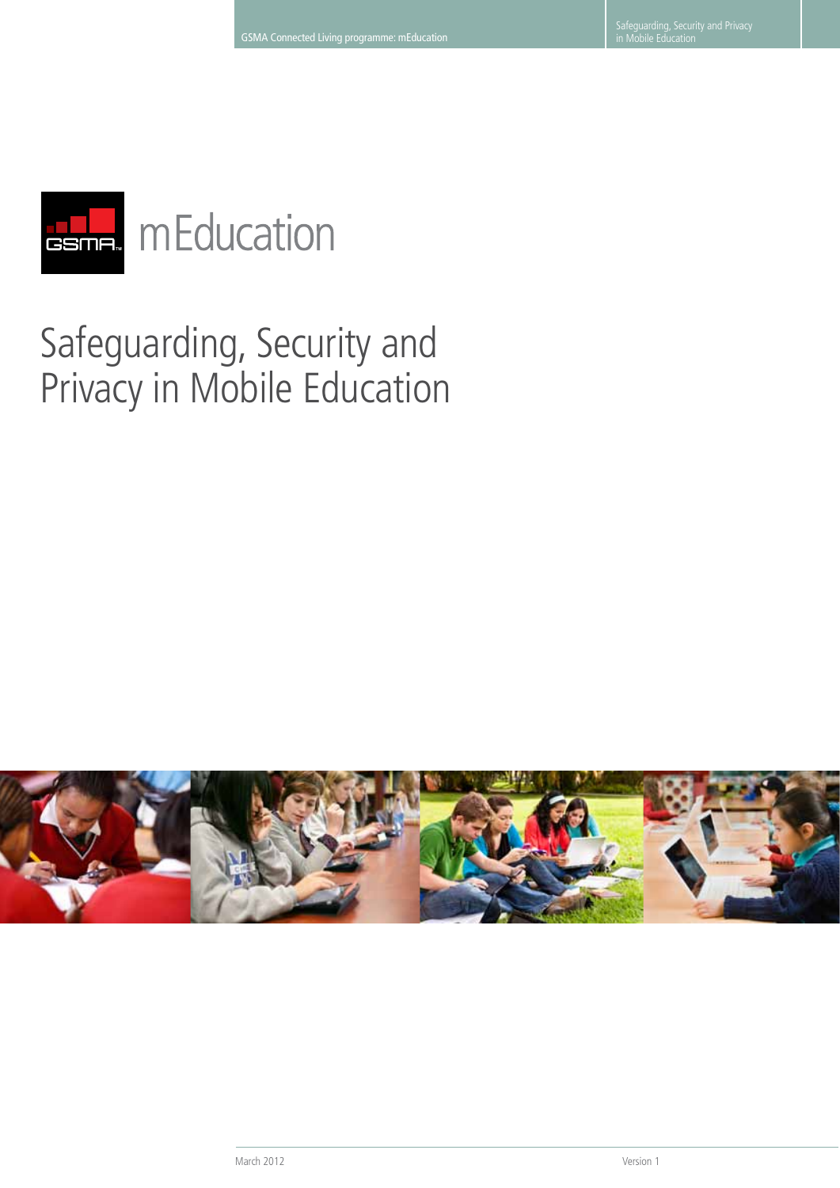# mEducation

# Safeguarding, Security and Privacy in Mobile Education

March 2012

Version 1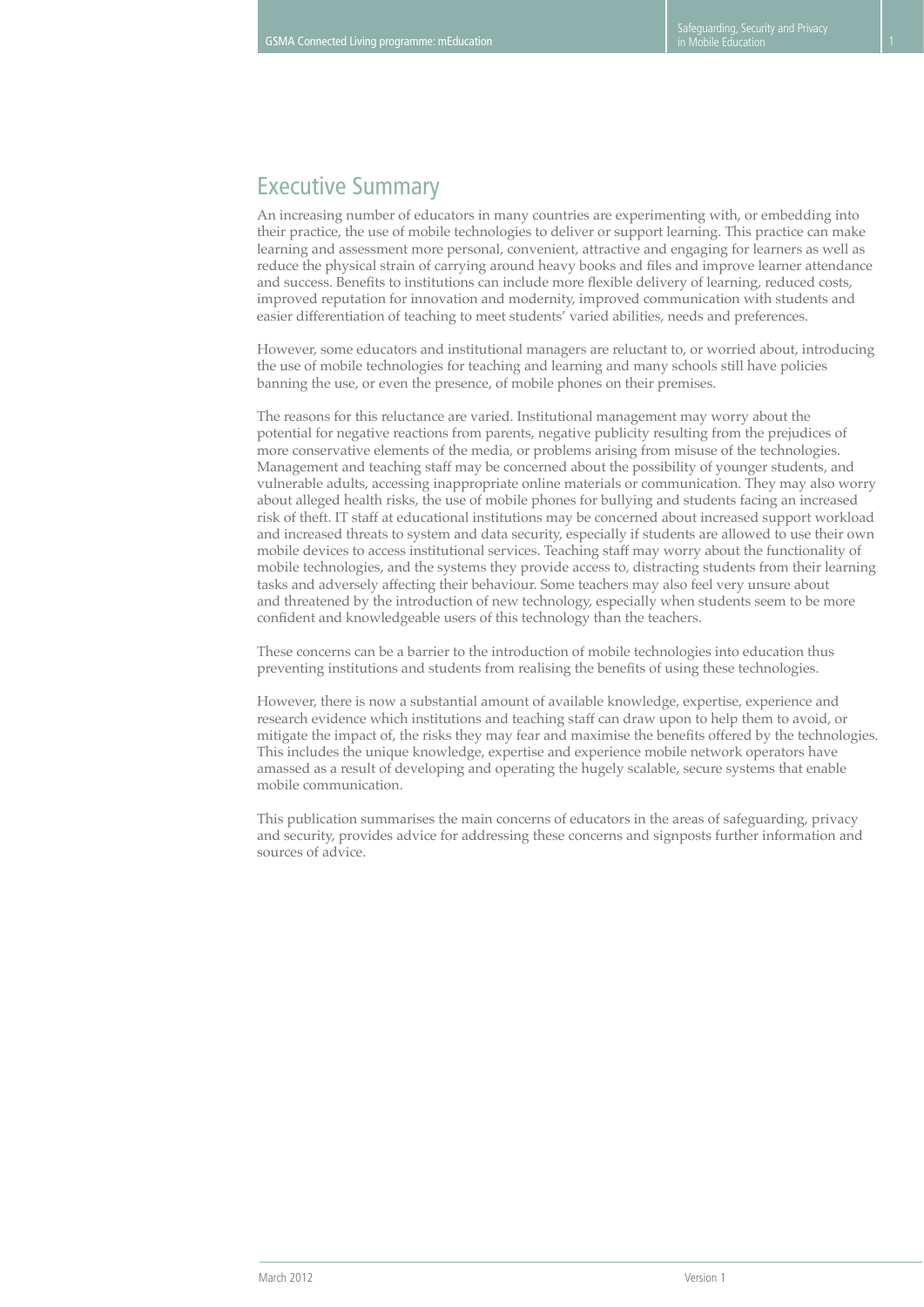## Executive Summary

An increasing number of educators in many countries are experimenting with, or embedding into their practice, the use of mobile technologies to deliver or support learning. This practice can make learning and assessment more personal, convenient, attractive and engaging for learners as well as reduce the physical strain of carrying around heavy books and files and improve learner attendance and success. Benefits to institutions can include more flexible delivery of learning, reduced costs, improved reputation for innovation and modernity, improved communication with students and easier differentiation of teaching to meet students' varied abilities, needs and preferences.

However, some educators and institutional managers are reluctant to, or worried about, introducing the use of mobile technologies for teaching and learning and many schools still have policies banning the use, or even the presence, of mobile phones on their premises.

The reasons for this reluctance are varied. Institutional management may worry about the potential for negative reactions from parents, negative publicity resulting from the prejudices of more conservative elements of the media, or problems arising from misuse of the technologies. Management and teaching staff may be concerned about the possibility of younger students, and vulnerable adults, accessing inappropriate online materials or communication. They may also worry about alleged health risks, the use of mobile phones for bullying and students facing an increased risk of theft. IT staff at educational institutions may be concerned about increased support workload and increased threats to system and data security, especially if students are allowed to use their own mobile devices to access institutional services. Teaching staff may worry about the functionality of mobile technologies, and the systems they provide access to, distracting students from their learning tasks and adversely affecting their behaviour. Some teachers may also feel very unsure about and threatened by the introduction of new technology, especially when students seem to be more confident and knowledgeable users of this technology than the teachers.

These concerns can be a barrier to the introduction of mobile technologies into education thus preventing institutions and students from realising the benefits of using these technologies.

However, there is now a substantial amount of available knowledge, expertise, experience and research evidence which institutions and teaching staff can draw upon to help them to avoid, or mitigate the impact of, the risks they may fear and maximise the benefits offered by the technologies. This includes the unique knowledge, expertise and experience mobile network operators have amassed as a result of developing and operating the hugely scalable, secure systems that enable mobile communication.

This publication summarises the main concerns of educators in the areas of safeguarding, privacy and security, provides advice for addressing these concerns and signposts further information and sources of advice.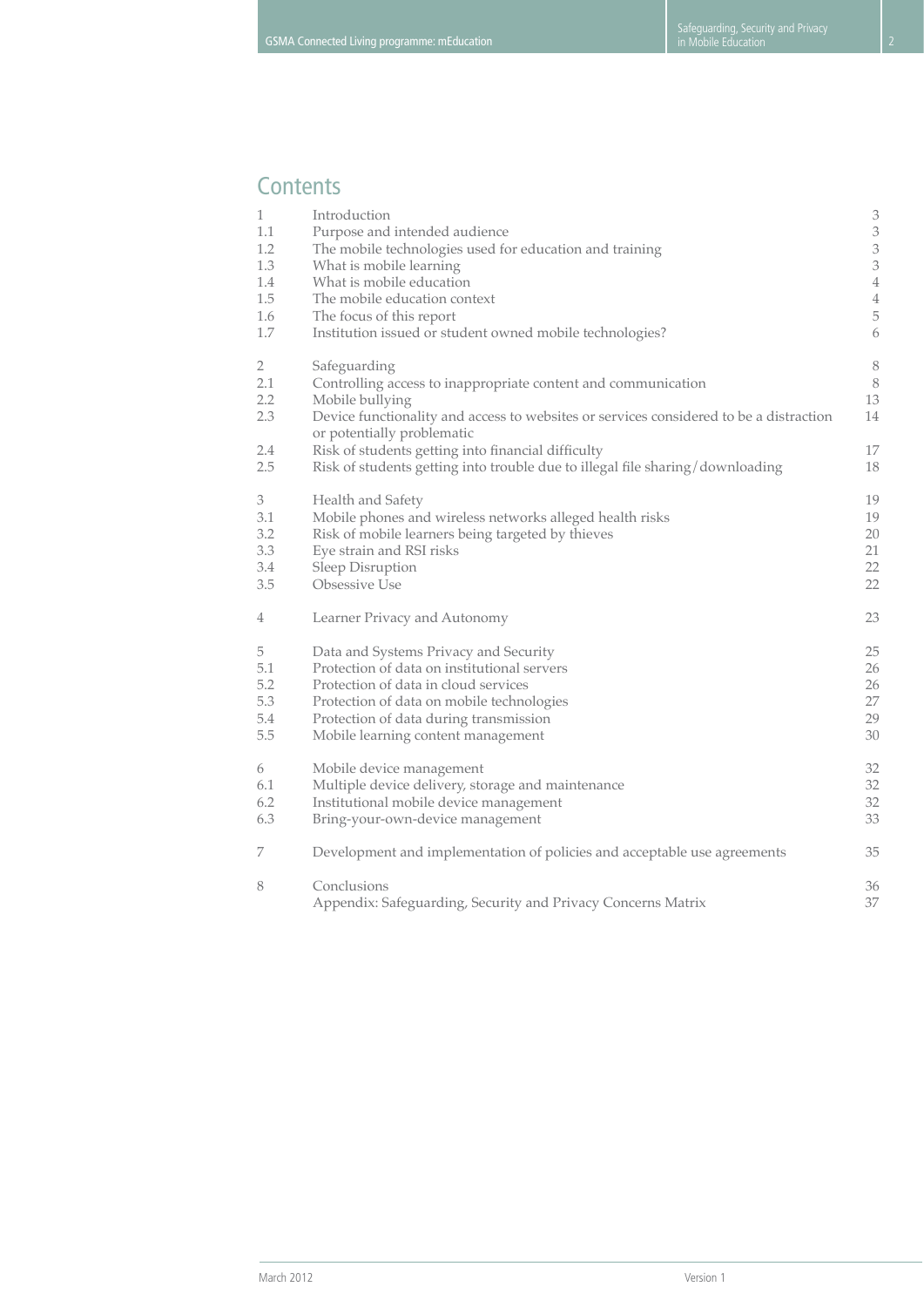## Contents

| | | |
|---|---|---|
| 1 | Introduction | 3 |
| 1.1 | Purpose and intended audience | 3 |
| 1.2 | The mobile technologies used for education and training | 3 |
| 1.3 | What is mobile learning | 3 |
| 1.4 | What is mobile education | 4 |
| 1.5 | The mobile education context | 4 |
| 1.6 | The focus of this report | 5 |
| 1.7 | Institution issued or student owned mobile technologies? | 6 |
| 2 | Safeguarding | 8 |
| 2.1 | Controlling access to inappropriate content and communication | 8 |
| 2.2 | Mobile bullying | 13 |
| 2.3 | Device functionality and access to websites or services considered to be a distraction or potentially problematic | 14 |
| 2.4 | Risk of students getting into financial difficulty | 17 |
| 2.5 | Risk of students getting into trouble due to illegal file sharing/downloading | 18 |
| 3 | Health and Safety | 19 |
| 3.1 | Mobile phones and wireless networks alleged health risks | 19 |
| 3.2 | Risk of mobile learners being targeted by thieves | 20 |
| 3.3 | Eye strain and RSI risks | 21 |
| 3.4 | Sleep Disruption | 22 |
| 3.5 | Obsessive Use | 22 |
| 4 | Learner Privacy and Autonomy | 23 |
| 5 | Data and Systems Privacy and Security | 25 |
| 5.1 | Protection of data on institutional servers | 26 |
| 5.2 | Protection of data in cloud services | 26 |
| 5.3 | Protection of data on mobile technologies | 27 |
| 5.4 | Protection of data during transmission | 29 |
| 5.5 | Mobile learning content management | 30 |
| 6 | Mobile device management | 32 |
| 6.1 | Multiple device delivery, storage and maintenance | 32 |
| 6.2 | Institutional mobile device management | 32 |
| 6.3 | Bring-your-own-device management | 33 |
| 7 | Development and implementation of policies and acceptable use agreements | 35 |
| 8 | Conclusions | 36 |
| | Appendix: Safeguarding, Security and Privacy Concerns Matrix | 37 |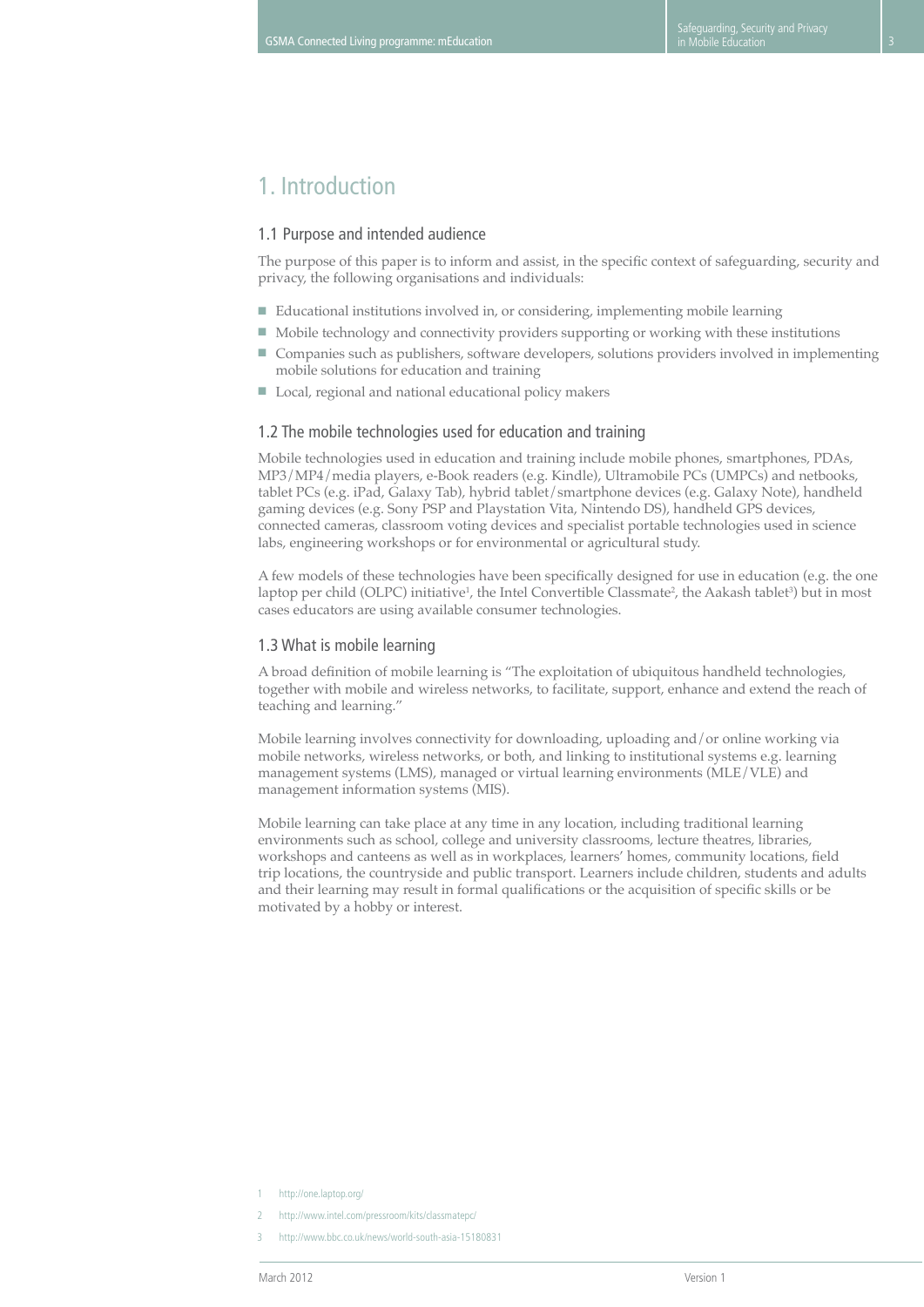# 1. Introduction

## 1.1 Purpose and intended audience

The purpose of this paper is to inform and assist, in the specific context of safeguarding, security and privacy, the following organisations and individuals:

- Educational institutions involved in, or considering, implementing mobile learning
- Mobile technology and connectivity providers supporting or working with these institutions
- Companies such as publishers, software developers, solutions providers involved in implementing mobile solutions for education and training
- Local, regional and national educational policy makers

## 1.2 The mobile technologies used for education and training

Mobile technologies used in education and training include mobile phones, smartphones, PDAs, MP3/MP4/media players, e-Book readers (e.g. Kindle), Ultramobile PCs (UMPCs) and netbooks, tablet PCs (e.g. iPad, Galaxy Tab), hybrid tablet/smartphone devices (e.g. Galaxy Note), handheld gaming devices (e.g. Sony PSP and Playstation Vita, Nintendo DS), handheld GPS devices, connected cameras, classroom voting devices and specialist portable technologies used in science labs, engineering workshops or for environmental or agricultural study.

A few models of these technologies have been specifically designed for use in education (e.g. the one laptop per child (OLPC) initiative[1], the Intel Convertible Classmate[2], the Aakash tablet[3]) but in most cases educators are using available consumer technologies.

## 1.3 What is mobile learning

A broad definition of mobile learning is "The exploitation of ubiquitous handheld technologies, together with mobile and wireless networks, to facilitate, support, enhance and extend the reach of teaching and learning."

Mobile learning involves connectivity for downloading, uploading and/or online working via mobile networks, wireless networks, or both, and linking to institutional systems e.g. learning management systems (LMS), managed or virtual learning environments (MLE/VLE) and management information systems (MIS).

Mobile learning can take place at any time in any location, including traditional learning environments such as school, college and university classrooms, lecture theatres, libraries, workshops and canteens as well as in workplaces, learners' homes, community locations, field trip locations, the countryside and public transport. Learners include children, students and adults and their learning may result in formal qualifications or the acquisition of specific skills or be motivated by a hobby or interest.

1 http://one.laptop.org/

2 http://www.intel.com/pressroom/kits/classmatepc/

3 http://www.bbc.co.uk/news/world-south-asia-15180831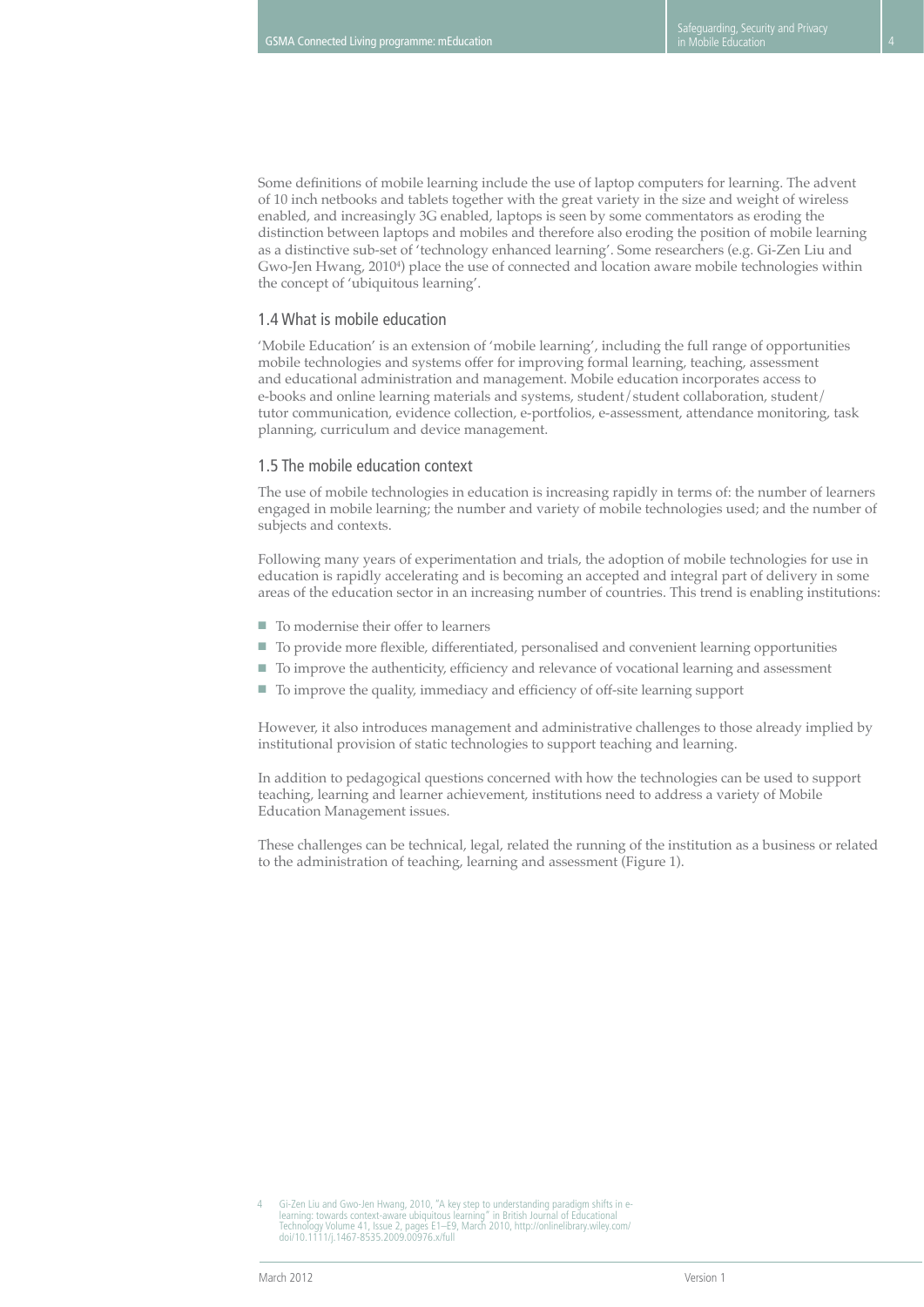Some definitions of mobile learning include the use of laptop computers for learning. The advent of 10 inch netbooks and tablets together with the great variety in the size and weight of wireless enabled, and increasingly 3G enabled, laptops is seen by some commentators as eroding the distinction between laptops and mobiles and therefore also eroding the position of mobile learning as a distinctive sub-set of 'technology enhanced learning'. Some researchers (e.g. Gi-Zen Liu and Gwo-Jen Hwang, 2010[4]) place the use of connected and location aware mobile technologies within the concept of 'ubiquitous learning'.

## 1.4 What is mobile education

'Mobile Education' is an extension of 'mobile learning', including the full range of opportunities mobile technologies and systems offer for improving formal learning, teaching, assessment and educational administration and management. Mobile education incorporates access to e-books and online learning materials and systems, student/student collaboration, student/tutor communication, evidence collection, e-portfolios, e-assessment, attendance monitoring, task planning, curriculum and device management.

## 1.5 The mobile education context

The use of mobile technologies in education is increasing rapidly in terms of: the number of learners engaged in mobile learning; the number and variety of mobile technologies used; and the number of subjects and contexts.

Following many years of experimentation and trials, the adoption of mobile technologies for use in education is rapidly accelerating and is becoming an accepted and integral part of delivery in some areas of the education sector in an increasing number of countries. This trend is enabling institutions:

- To modernise their offer to learners
- To provide more flexible, differentiated, personalised and convenient learning opportunities
- To improve the authenticity, efficiency and relevance of vocational learning and assessment
- To improve the quality, immediacy and efficiency of off-site learning support

However, it also introduces management and administrative challenges to those already implied by institutional provision of static technologies to support teaching and learning.

In addition to pedagogical questions concerned with how the technologies can be used to support teaching, learning and learner achievement, institutions need to address a variety of Mobile Education Management issues.

These challenges can be technical, legal, related the running of the institution as a business or related to the administration of teaching, learning and assessment (Figure 1).

4 Gi-Zen Liu and Gwo-Jen Hwang, 2010, "A key step to understanding paradigm shifts in e-learning: towards context-aware ubiquitous learning" in British Journal of Educational Technology Volume 41, Issue 2, pages E1–E9, March 2010, http://onlinelibrary.wiley.com/doi/10.1111/j.1467-8535.2009.00976.x/full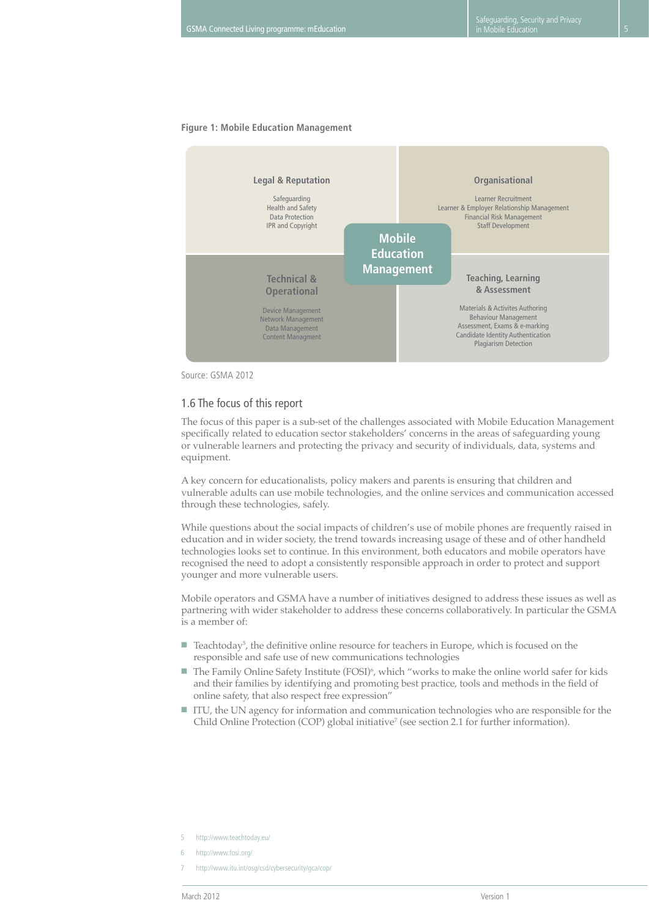**Figure 1: Mobile Education Management**

**Mobile Education Management**

**Legal & Reputation**

Safeguarding
Health and Safety
Data Protection
IPR and Copyright

**Organisational**

Learner Recruitment
Learner & Employer Relationship Management
Financial Risk Management
Staff Development

**Technical & Operational**

Device Management
Network Management
Data Management
Content Managment

**Teaching, Learning & Assessment**

Materials & Activites Authoring
Behaviour Management
Assessment, Exams & e-marking
Candidate Identity Authentication
Plagiarism Detection

Source: GSMA 2012

## 1.6 The focus of this report

The focus of this paper is a sub-set of the challenges associated with Mobile Education Management specifically related to education sector stakeholders' concerns in the areas of safeguarding young or vulnerable learners and protecting the privacy and security of individuals, data, systems and equipment.

A key concern for educationalists, policy makers and parents is ensuring that children and vulnerable adults can use mobile technologies, and the online services and communication accessed through these technologies, safely.

While questions about the social impacts of children's use of mobile phones are frequently raised in education and in wider society, the trend towards increasing usage of these and of other handheld technologies looks set to continue. In this environment, both educators and mobile operators have recognised the need to adopt a consistently responsible approach in order to protect and support younger and more vulnerable users.

Mobile operators and GSMA have a number of initiatives designed to address these issues as well as partnering with wider stakeholder to address these concerns collaboratively. In particular the GSMA is a member of:

- Teachtoday[5], the definitive online resource for teachers in Europe, which is focused on the responsible and safe use of new communications technologies
- The Family Online Safety Institute (FOSI)[6], which "works to make the online world safer for kids and their families by identifying and promoting best practice, tools and methods in the field of online safety, that also respect free expression"
- ITU, the UN agency for information and communication technologies who are responsible for the Child Online Protection (COP) global initiative[7] (see section 2.1 for further information).

5 http://www.teachtoday.eu/

6 http://www.fosi.org/

7 http://www.itu.int/osg/csd/cybersecurity/gca/cop/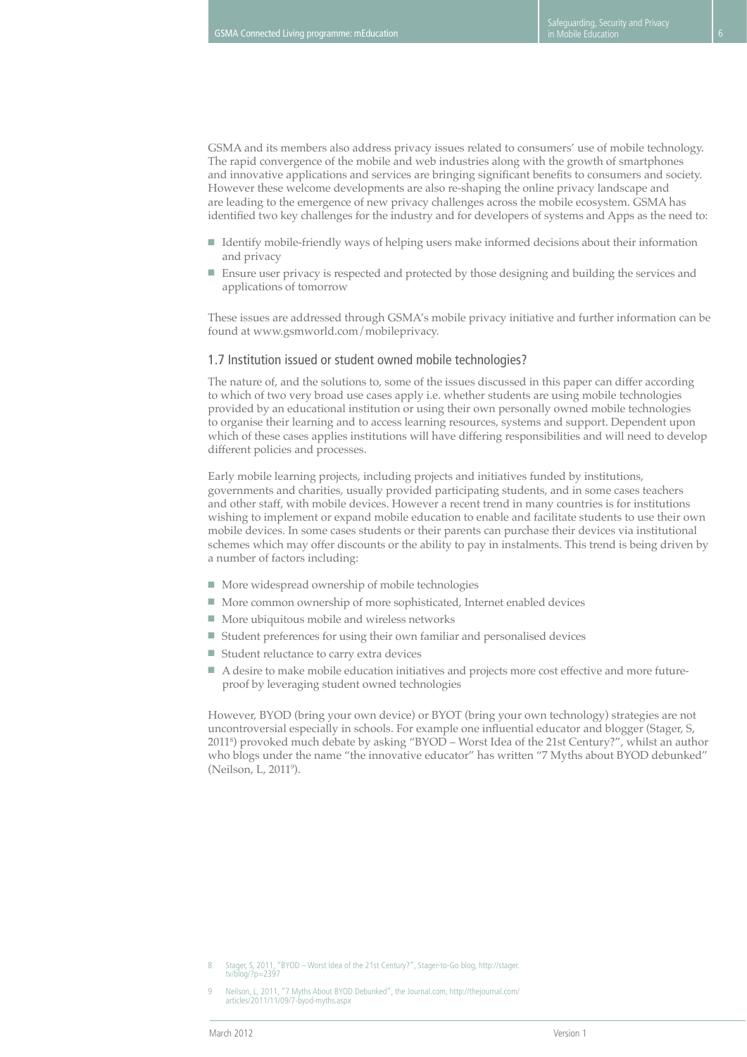GSMA and its members also address privacy issues related to consumers' use of mobile technology. The rapid convergence of the mobile and web industries along with the growth of smartphones and innovative applications and services are bringing significant benefits to consumers and society. However these welcome developments are also re-shaping the online privacy landscape and are leading to the emergence of new privacy challenges across the mobile ecosystem. GSMA has identified two key challenges for the industry and for developers of systems and Apps as the need to:

- Identify mobile-friendly ways of helping users make informed decisions about their information and privacy
- Ensure user privacy is respected and protected by those designing and building the services and applications of tomorrow

These issues are addressed through GSMA's mobile privacy initiative and further information can be found at www.gsmworld.com/mobileprivacy.

## 1.7 Institution issued or student owned mobile technologies?

The nature of, and the solutions to, some of the issues discussed in this paper can differ according to which of two very broad use cases apply i.e. whether students are using mobile technologies provided by an educational institution or using their own personally owned mobile technologies to organise their learning and to access learning resources, systems and support. Dependent upon which of these cases applies institutions will have differing responsibilities and will need to develop different policies and processes.

Early mobile learning projects, including projects and initiatives funded by institutions, governments and charities, usually provided participating students, and in some cases teachers and other staff, with mobile devices. However a recent trend in many countries is for institutions wishing to implement or expand mobile education to enable and facilitate students to use their own mobile devices. In some cases students or their parents can purchase their devices via institutional schemes which may offer discounts or the ability to pay in instalments. This trend is being driven by a number of factors including:

- More widespread ownership of mobile technologies
- More common ownership of more sophisticated, Internet enabled devices
- More ubiquitous mobile and wireless networks
- Student preferences for using their own familiar and personalised devices
- Student reluctance to carry extra devices
- A desire to make mobile education initiatives and projects more cost effective and more future-proof by leveraging student owned technologies

However, BYOD (bring your own device) or BYOT (bring your own technology) strategies are not uncontroversial especially in schools. For example one influential educator and blogger (Stager, S, 2011[8]) provoked much debate by asking "BYOD – Worst Idea of the 21st Century?", whilst an author who blogs under the name "the innovative educator" has written "7 Myths about BYOD debunked" (Neilson, L, 2011[9]).

---

8 Stager, S, 2011, "BYOD – Worst Idea of the 21st Century?", Stager-to-Go blog, http://stager.tv/blog/?p=2397

9 Neilson, L, 2011, "7 Myths About BYOD Debunked", the Journal.com, http://thejournal.com/articles/2011/11/09/7-byod-myths.aspx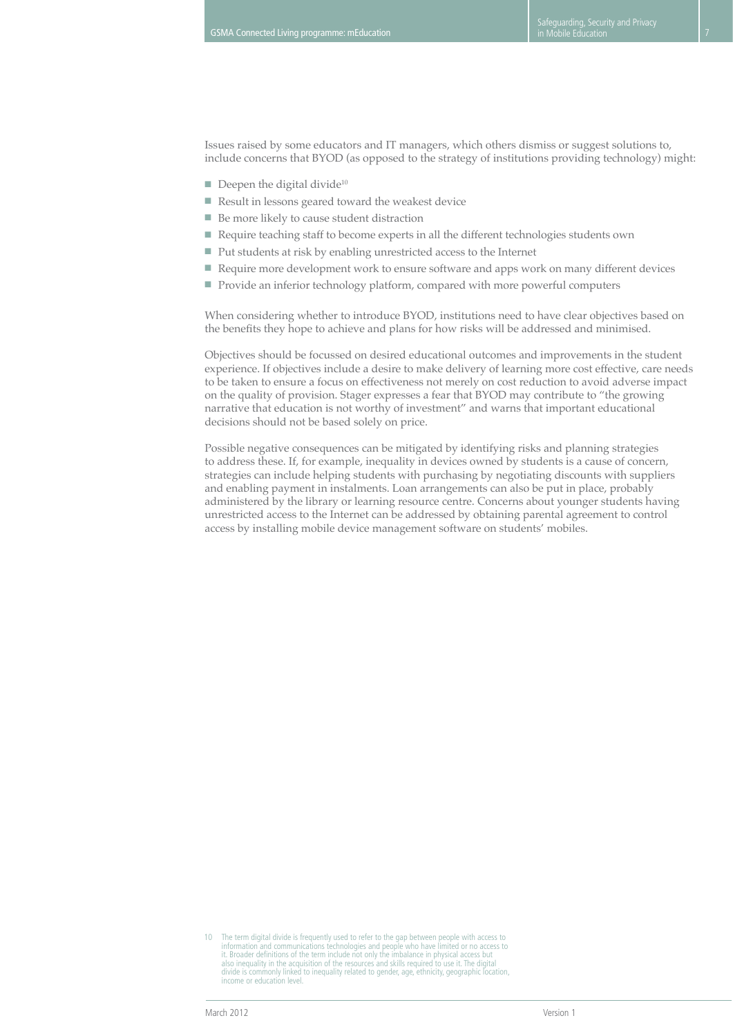Issues raised by some educators and IT managers, which others dismiss or suggest solutions to, include concerns that BYOD (as opposed to the strategy of institutions providing technology) might:

- Deepen the digital divide[10]
- Result in lessons geared toward the weakest device
- Be more likely to cause student distraction
- Require teaching staff to become experts in all the different technologies students own
- Put students at risk by enabling unrestricted access to the Internet
- Require more development work to ensure software and apps work on many different devices
- Provide an inferior technology platform, compared with more powerful computers

When considering whether to introduce BYOD, institutions need to have clear objectives based on the benefits they hope to achieve and plans for how risks will be addressed and minimised.

Objectives should be focussed on desired educational outcomes and improvements in the student experience. If objectives include a desire to make delivery of learning more cost effective, care needs to be taken to ensure a focus on effectiveness not merely on cost reduction to avoid adverse impact on the quality of provision. Stager expresses a fear that BYOD may contribute to "the growing narrative that education is not worthy of investment" and warns that important educational decisions should not be based solely on price.

Possible negative consequences can be mitigated by identifying risks and planning strategies to address these. If, for example, inequality in devices owned by students is a cause of concern, strategies can include helping students with purchasing by negotiating discounts with suppliers and enabling payment in instalments. Loan arrangements can also be put in place, probably administered by the library or learning resource centre. Concerns about younger students having unrestricted access to the Internet can be addressed by obtaining parental agreement to control access by installing mobile device management software on students' mobiles.

10 The term digital divide is frequently used to refer to the gap between people with access to information and communications technologies and people who have limited or no access to it. Broader definitions of the term include not only the imbalance in physical access but also inequality in the acquisition of the resources and skills required to use it. The digital divide is commonly linked to inequality related to gender, age, ethnicity, geographic location, income or education level.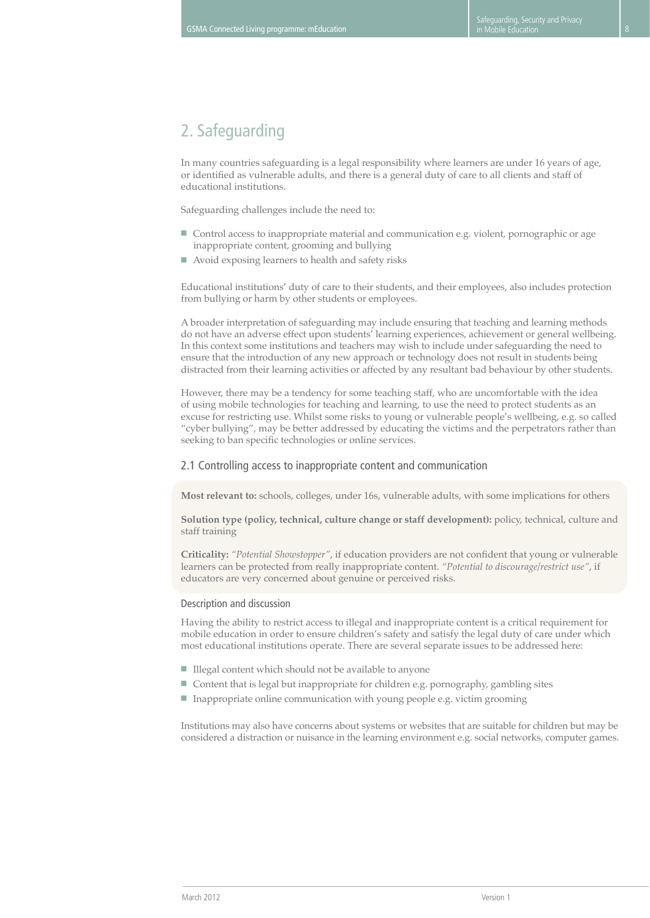## 2. Safeguarding

In many countries safeguarding is a legal responsibility where learners are under 16 years of age, or identified as vulnerable adults, and there is a general duty of care to all clients and staff of educational institutions.

Safeguarding challenges include the need to:

- Control access to inappropriate material and communication e.g. violent, pornographic or age inappropriate content, grooming and bullying
- Avoid exposing learners to health and safety risks

Educational institutions' duty of care to their students, and their employees, also includes protection from bullying or harm by other students or employees.

A broader interpretation of safeguarding may include ensuring that teaching and learning methods do not have an adverse effect upon students' learning experiences, achievement or general wellbeing. In this context some institutions and teachers may wish to include under safeguarding the need to ensure that the introduction of any new approach or technology does not result in students being distracted from their learning activities or affected by any resultant bad behaviour by other students.

However, there may be a tendency for some teaching staff, who are uncomfortable with the idea of using mobile technologies for teaching and learning, to use the need to protect students as an excuse for restricting use. Whilst some risks to young or vulnerable people's wellbeing, e.g. so called "cyber bullying", may be better addressed by educating the victims and the perpetrators rather than seeking to ban specific technologies or online services.

### 2.1 Controlling access to inappropriate content and communication

**Most relevant to:** schools, colleges, under 16s, vulnerable adults, with some implications for others

**Solution type (policy, technical, culture change or staff development):** policy, technical, culture and staff training

**Criticality:** *"Potential Showstopper"*, if education providers are not confident that young or vulnerable learners can be protected from really inappropriate content. *"Potential to discourage/restrict use"*, if educators are very concerned about genuine or perceived risks.

#### Description and discussion

Having the ability to restrict access to illegal and inappropriate content is a critical requirement for mobile education in order to ensure children's safety and satisfy the legal duty of care under which most educational institutions operate. There are several separate issues to be addressed here:

- Illegal content which should not be available to anyone
- Content that is legal but inappropriate for children e.g. pornography, gambling sites
- Inappropriate online communication with young people e.g. victim grooming

Institutions may also have concerns about systems or websites that are suitable for children but may be considered a distraction or nuisance in the learning environment e.g. social networks, computer games.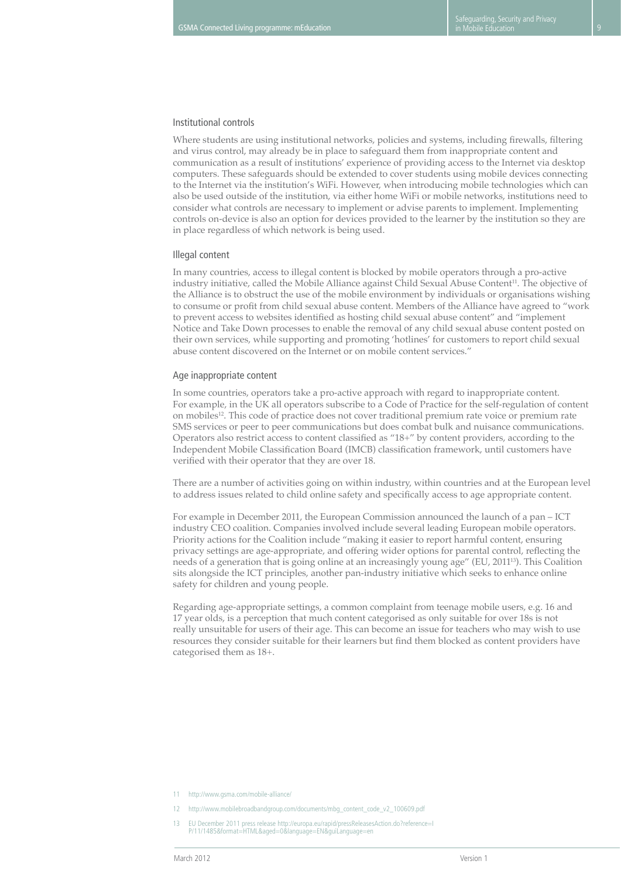### Institutional controls

Where students are using institutional networks, policies and systems, including firewalls, filtering and virus control, may already be in place to safeguard them from inappropriate content and communication as a result of institutions' experience of providing access to the Internet via desktop computers. These safeguards should be extended to cover students using mobile devices connecting to the Internet via the institution's WiFi. However, when introducing mobile technologies which can also be used outside of the institution, via either home WiFi or mobile networks, institutions need to consider what controls are necessary to implement or advise parents to implement. Implementing controls on-device is also an option for devices provided to the learner by the institution so they are in place regardless of which network is being used.

### Illegal content

In many countries, access to illegal content is blocked by mobile operators through a pro-active industry initiative, called the Mobile Alliance against Child Sexual Abuse Content[11]. The objective of the Alliance is to obstruct the use of the mobile environment by individuals or organisations wishing to consume or profit from child sexual abuse content. Members of the Alliance have agreed to "work to prevent access to websites identified as hosting child sexual abuse content" and "implement Notice and Take Down processes to enable the removal of any child sexual abuse content posted on their own services, while supporting and promoting 'hotlines' for customers to report child sexual abuse content discovered on the Internet or on mobile content services."

### Age inappropriate content

In some countries, operators take a pro-active approach with regard to inappropriate content. For example, in the UK all operators subscribe to a Code of Practice for the self-regulation of content on mobiles[12]. This code of practice does not cover traditional premium rate voice or premium rate SMS services or peer to peer communications but does combat bulk and nuisance communications. Operators also restrict access to content classified as "18+" by content providers, according to the Independent Mobile Classification Board (IMCB) classification framework, until customers have verified with their operator that they are over 18.

There are a number of activities going on within industry, within countries and at the European level to address issues related to child online safety and specifically access to age appropriate content.

For example in December 2011, the European Commission announced the launch of a pan – ICT industry CEO coalition. Companies involved include several leading European mobile operators. Priority actions for the Coalition include "making it easier to report harmful content, ensuring privacy settings are age-appropriate, and offering wider options for parental control, reflecting the needs of a generation that is going online at an increasingly young age" (EU, 2011[13]). This Coalition sits alongside the ICT principles, another pan-industry initiative which seeks to enhance online safety for children and young people.

Regarding age-appropriate settings, a common complaint from teenage mobile users, e.g. 16 and 17 year olds, is a perception that much content categorised as only suitable for over 18s is not really unsuitable for users of their age. This can become an issue for teachers who may wish to use resources they consider suitable for their learners but find them blocked as content providers have categorised them as 18+.

---

11 http://www.gsma.com/mobile-alliance/

12 http://www.mobilebroadbandgroup.com/documents/mbg_content_code_v2_100609.pdf

13 EU December 2011 press release http://europa.eu/rapid/pressReleasesAction.do?reference=IP/11/1485&format=HTML&aged=0&language=EN&guiLanguage=en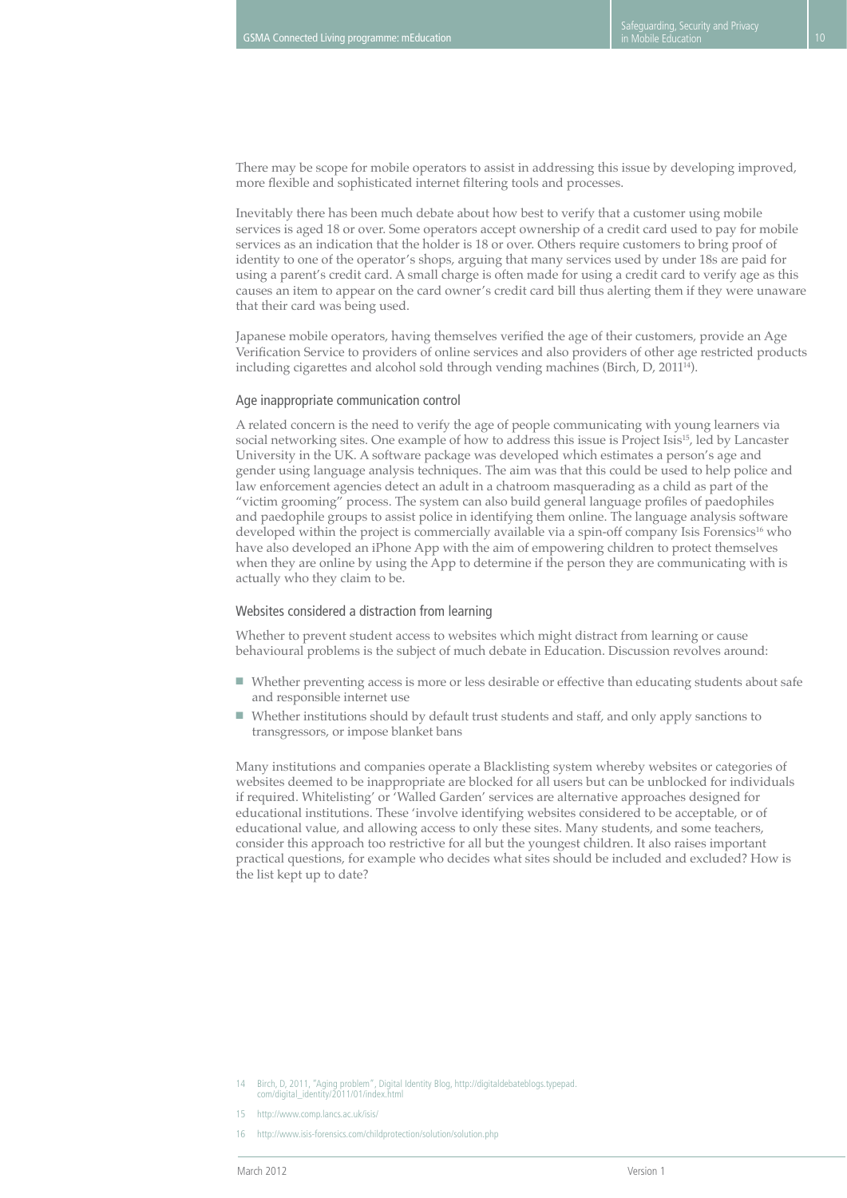There may be scope for mobile operators to assist in addressing this issue by developing improved, more flexible and sophisticated internet filtering tools and processes.

Inevitably there has been much debate about how best to verify that a customer using mobile services is aged 18 or over. Some operators accept ownership of a credit card used to pay for mobile services as an indication that the holder is 18 or over. Others require customers to bring proof of identity to one of the operator's shops, arguing that many services used by under 18s are paid for using a parent's credit card. A small charge is often made for using a credit card to verify age as this causes an item to appear on the card owner's credit card bill thus alerting them if they were unaware that their card was being used.

Japanese mobile operators, having themselves verified the age of their customers, provide an Age Verification Service to providers of online services and also providers of other age restricted products including cigarettes and alcohol sold through vending machines (Birch, D, 2011[14]).

### Age inappropriate communication control

A related concern is the need to verify the age of people communicating with young learners via social networking sites. One example of how to address this issue is Project Isis[15], led by Lancaster University in the UK. A software package was developed which estimates a person's age and gender using language analysis techniques. The aim was that this could be used to help police and law enforcement agencies detect an adult in a chatroom masquerading as a child as part of the "victim grooming" process. The system can also build general language profiles of paedophiles and paedophile groups to assist police in identifying them online. The language analysis software developed within the project is commercially available via a spin-off company Isis Forensics[16] who have also developed an iPhone App with the aim of empowering children to protect themselves when they are online by using the App to determine if the person they are communicating with is actually who they claim to be.

### Websites considered a distraction from learning

Whether to prevent student access to websites which might distract from learning or cause behavioural problems is the subject of much debate in Education. Discussion revolves around:

- Whether preventing access is more or less desirable or effective than educating students about safe and responsible internet use
- Whether institutions should by default trust students and staff, and only apply sanctions to transgressors, or impose blanket bans

Many institutions and companies operate a Blacklisting system whereby websites or categories of websites deemed to be inappropriate are blocked for all users but can be unblocked for individuals if required. Whitelisting' or 'Walled Garden' services are alternative approaches designed for educational institutions. These 'involve identifying websites considered to be acceptable, or of educational value, and allowing access to only these sites. Many students, and some teachers, consider this approach too restrictive for all but the youngest children. It also raises important practical questions, for example who decides what sites should be included and excluded? How is the list kept up to date?

---

14 Birch, D, 2011, "Aging problem", Digital Identity Blog, http://digitaldebateblogs.typepad.com/digital_identity/2011/01/index.html

15 http://www.comp.lancs.ac.uk/isis/

16 http://www.isis-forensics.com/childprotection/solution/solution.php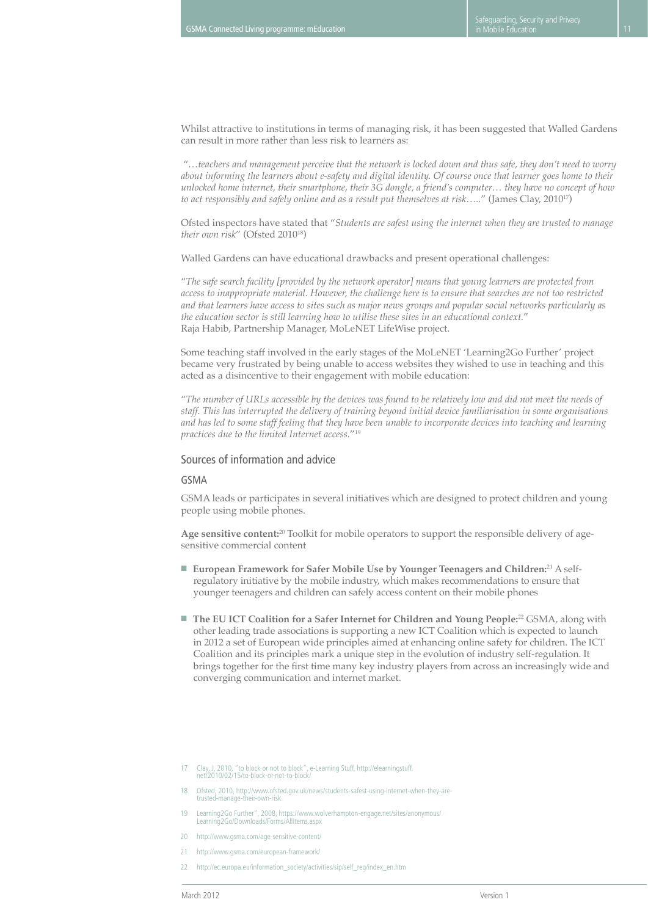Whilst attractive to institutions in terms of managing risk, it has been suggested that Walled Gardens can result in more rather than less risk to learners as:

"*…teachers and management perceive that the network is locked down and thus safe, they don't need to worry about informing the learners about e-safety and digital identity. Of course once that learner goes home to their unlocked home internet, their smartphone, their 3G dongle, a friend's computer… they have no concept of how to act responsibly and safely online and as a result put themselves at risk…..*" (James Clay, 2010[17])

Ofsted inspectors have stated that "*Students are safest using the internet when they are trusted to manage their own risk*" (Ofsted 2010[18])

Walled Gardens can have educational drawbacks and present operational challenges:

"*The safe search facility [provided by the network operator] means that young learners are protected from access to inappropriate material. However, the challenge here is to ensure that searches are not too restricted and that learners have access to sites such as major news groups and popular social networks particularly as the education sector is still learning how to utilise these sites in an educational context.*"
Raja Habib, Partnership Manager, MoLeNET LifeWise project.

Some teaching staff involved in the early stages of the MoLeNET 'Learning2Go Further' project became very frustrated by being unable to access websites they wished to use in teaching and this acted as a disincentive to their engagement with mobile education:

"*The number of URLs accessible by the devices was found to be relatively low and did not meet the needs of staff. This has interrupted the delivery of training beyond initial device familiarisation in some organisations and has led to some staff feeling that they have been unable to incorporate devices into teaching and learning practices due to the limited Internet access.*"[19]

## Sources of information and advice

### GSMA

GSMA leads or participates in several initiatives which are designed to protect children and young people using mobile phones.

**Age sensitive content:**[20] Toolkit for mobile operators to support the responsible delivery of age-sensitive commercial content

- **European Framework for Safer Mobile Use by Younger Teenagers and Children:**[21] A self-regulatory initiative by the mobile industry, which makes recommendations to ensure that younger teenagers and children can safely access content on their mobile phones
- **The EU ICT Coalition for a Safer Internet for Children and Young People:**[22] GSMA, along with other leading trade associations is supporting a new ICT Coalition which is expected to launch in 2012 a set of European wide principles aimed at enhancing online safety for children. The ICT Coalition and its principles mark a unique step in the evolution of industry self-regulation. It brings together for the first time many key industry players from across an increasingly wide and converging communication and internet market.

17 Clay, J, 2010, "to block or not to block", e-Learning Stuff, http://elearningstuff.net/2010/02/15/to-block-or-not-to-block/

18 Ofsted, 2010, http://www.ofsted.gov.uk/news/students-safest-using-internet-when-they-are-trusted-manage-their-own-risk

19 Learning2Go Further", 2008, https://www.wolverhampton-engage.net/sites/anonymous/Learning2Go/Downloads/Forms/AllItems.aspx

20 http://www.gsma.com/age-sensitive-content/

21 http://www.gsma.com/european-framework/

22 http://ec.europa.eu/information_society/activities/sip/self_reg/index_en.htm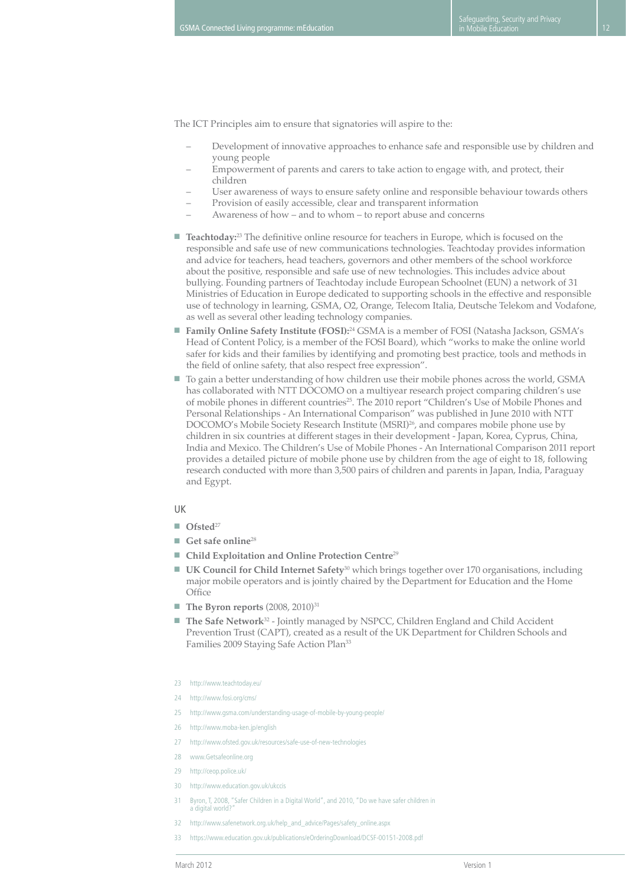The ICT Principles aim to ensure that signatories will aspire to the:

- Development of innovative approaches to enhance safe and responsible use by children and young people
- Empowerment of parents and carers to take action to engage with, and protect, their children
- User awareness of ways to ensure safety online and responsible behaviour towards others
- Provision of easily accessible, clear and transparent information
- Awareness of how – and to whom – to report abuse and concerns

- **Teachtoday:**[23] The definitive online resource for teachers in Europe, which is focused on the responsible and safe use of new communications technologies. Teachtoday provides information and advice for teachers, head teachers, governors and other members of the school workforce about the positive, responsible and safe use of new technologies. This includes advice about bullying. Founding partners of Teachtoday include European Schoolnet (EUN) a network of 31 Ministries of Education in Europe dedicated to supporting schools in the effective and responsible use of technology in learning, GSMA, O2, Orange, Telecom Italia, Deutsche Telekom and Vodafone, as well as several other leading technology companies.
- **Family Online Safety Institute (FOSI):**[24] GSMA is a member of FOSI (Natasha Jackson, GSMA's Head of Content Policy, is a member of the FOSI Board), which "works to make the online world safer for kids and their families by identifying and promoting best practice, tools and methods in the field of online safety, that also respect free expression".
- To gain a better understanding of how children use their mobile phones across the world, GSMA has collaborated with NTT DOCOMO on a multiyear research project comparing children's use of mobile phones in different countries[25]. The 2010 report "Children's Use of Mobile Phones and Personal Relationships - An International Comparison" was published in June 2010 with NTT DOCOMO's Mobile Society Research Institute (MSRI)[26], and compares mobile phone use by children in six countries at different stages in their development - Japan, Korea, Cyprus, China, India and Mexico. The Children's Use of Mobile Phones - An International Comparison 2011 report provides a detailed picture of mobile phone use by children from the age of eight to 18, following research conducted with more than 3,500 pairs of children and parents in Japan, India, Paraguay and Egypt.

## UK

- **Ofsted**[27]
- **Get safe online**[28]
- **Child Exploitation and Online Protection Centre**[29]
- **UK Council for Child Internet Safety**[30] which brings together over 170 organisations, including major mobile operators and is jointly chaired by the Department for Education and the Home Office
- **The Byron reports** (2008, 2010)[31]
- **The Safe Network**[32] - Jointly managed by NSPCC, Children England and Child Accident Prevention Trust (CAPT), created as a result of the UK Department for Children Schools and Families 2009 Staying Safe Action Plan[33]

23 http://www.teachtoday.eu/

24 http://www.fosi.org/cms/

25 http://www.gsma.com/understanding-usage-of-mobile-by-young-people/

26 http://www.moba-ken.jp/english

27 http://www.ofsted.gov.uk/resources/safe-use-of-new-technologies

28 www.Getsafeonline.org

29 http://ceop.police.uk/

30 http://www.education.gov.uk/ukccis

31 Byron, T, 2008, "Safer Children in a Digital World", and 2010, "Do we have safer children in a digital world?"

32 http://www.safenetwork.org.uk/help_and_advice/Pages/safety_online.aspx

33 https://www.education.gov.uk/publications/eOrderingDownload/DCSF-00151-2008.pdf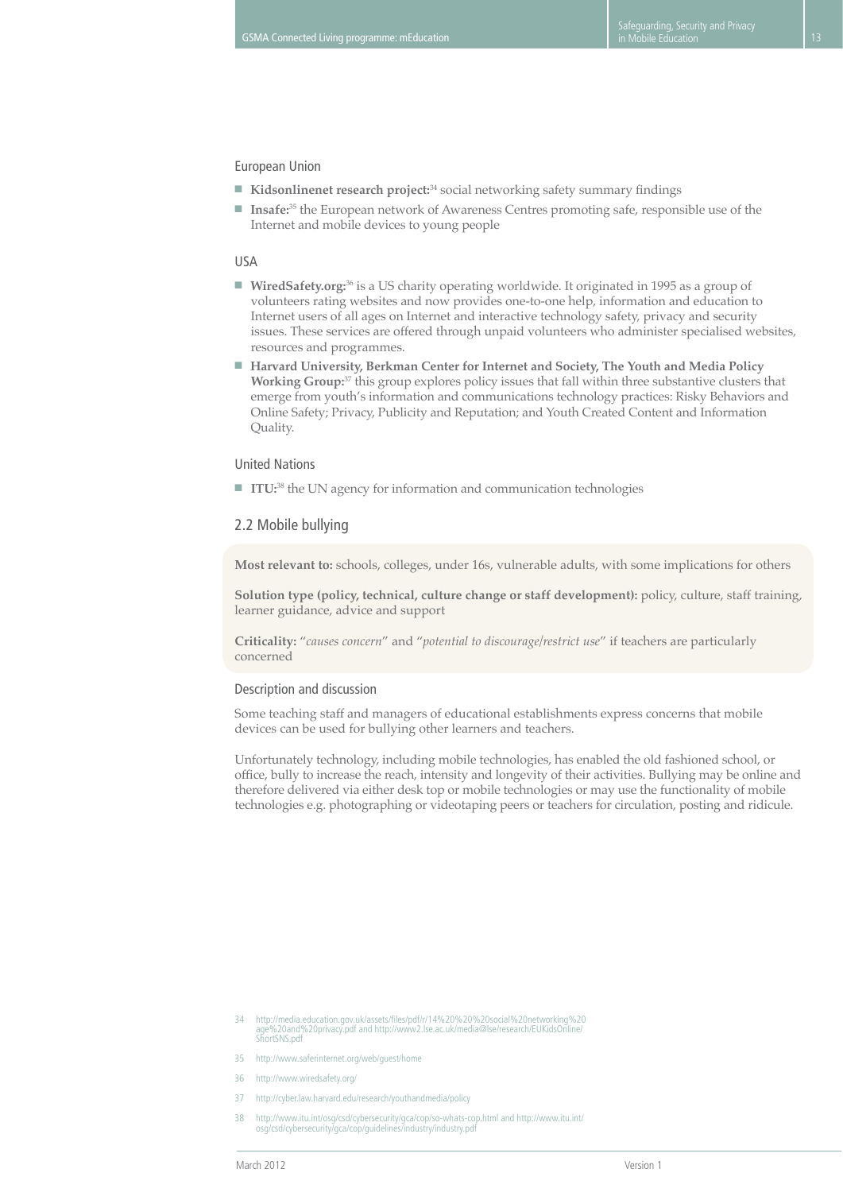### European Union

- **Kidsonlinenet research project:**[34] social networking safety summary findings
- **Insafe:**[35] the European network of Awareness Centres promoting safe, responsible use of the Internet and mobile devices to young people

### USA

- **WiredSafety.org:**[36] is a US charity operating worldwide. It originated in 1995 as a group of volunteers rating websites and now provides one-to-one help, information and education to Internet users of all ages on Internet and interactive technology safety, privacy and security issues. These services are offered through unpaid volunteers who administer specialised websites, resources and programmes.
- **Harvard University, Berkman Center for Internet and Society, The Youth and Media Policy Working Group:**[37] this group explores policy issues that fall within three substantive clusters that emerge from youth's information and communications technology practices: Risky Behaviors and Online Safety; Privacy, Publicity and Reputation; and Youth Created Content and Information Quality.

### United Nations

- **ITU:**[38] the UN agency for information and communication technologies

## 2.2 Mobile bullying

**Most relevant to:** schools, colleges, under 16s, vulnerable adults, with some implications for others

**Solution type (policy, technical, culture change or staff development):** policy, culture, staff training, learner guidance, advice and support

**Criticality:** "*causes concern*" and "*potential to discourage/restrict use*" if teachers are particularly concerned

### Description and discussion

Some teaching staff and managers of educational establishments express concerns that mobile devices can be used for bullying other learners and teachers.

Unfortunately technology, including mobile technologies, has enabled the old fashioned school, or office, bully to increase the reach, intensity and longevity of their activities. Bullying may be online and therefore delivered via either desk top or mobile technologies or may use the functionality of mobile technologies e.g. photographing or videotaping peers or teachers for circulation, posting and ridicule.

---

34 http://media.education.gov.uk/assets/files/pdf/r/14%20%20%20social%20networking%20age%20and%20privacy.pdf and http://www2.lse.ac.uk/media@lse/research/EUKidsOnline/ShortSNS.pdf

35 http://www.saferinternet.org/web/guest/home

36 http://www.wiredsafety.org/

37 http://cyber.law.harvard.edu/research/youthandmedia/policy

38 http://www.itu.int/osg/csd/cybersecurity/gca/cop/so-whats-cop.html and http://www.itu.int/osg/csd/cybersecurity/gca/cop/guidelines/industry/industry.pdf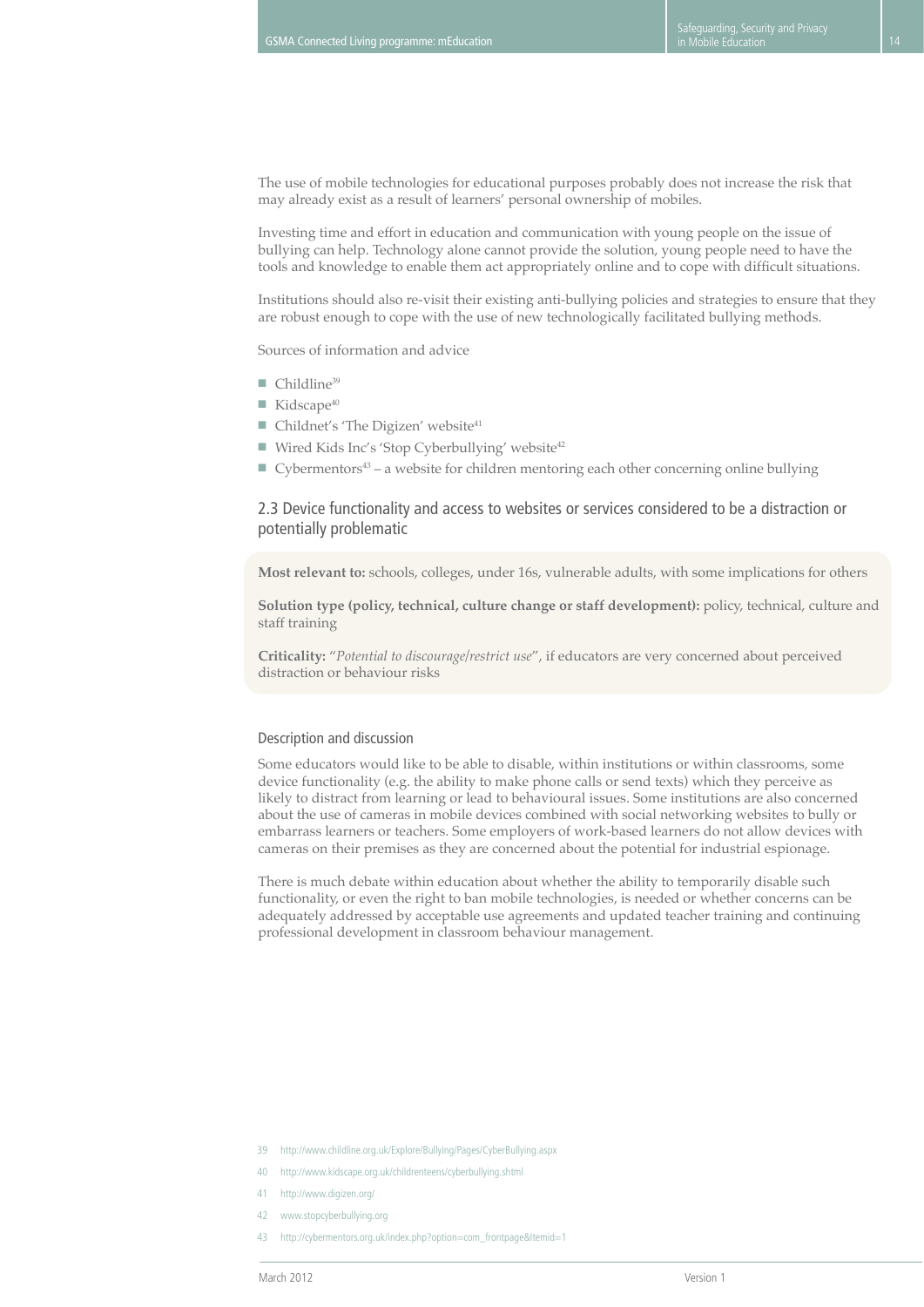The use of mobile technologies for educational purposes probably does not increase the risk that may already exist as a result of learners' personal ownership of mobiles.

Investing time and effort in education and communication with young people on the issue of bullying can help. Technology alone cannot provide the solution, young people need to have the tools and knowledge to enable them act appropriately online and to cope with difficult situations.

Institutions should also re-visit their existing anti-bullying policies and strategies to ensure that they are robust enough to cope with the use of new technologically facilitated bullying methods.

Sources of information and advice

- Childline[39]
- Kidscape[40]
- Childnet's 'The Digizen' website[41]
- Wired Kids Inc's 'Stop Cyberbullying' website[42]
- Cybermentors[43] – a website for children mentoring each other concerning online bullying

## 2.3 Device functionality and access to websites or services considered to be a distraction or potentially problematic

**Most relevant to:** schools, colleges, under 16s, vulnerable adults, with some implications for others

**Solution type (policy, technical, culture change or staff development):** policy, technical, culture and staff training

**Criticality:** "*Potential to discourage/restrict use*", if educators are very concerned about perceived distraction or behaviour risks

### Description and discussion

Some educators would like to be able to disable, within institutions or within classrooms, some device functionality (e.g. the ability to make phone calls or send texts) which they perceive as likely to distract from learning or lead to behavioural issues. Some institutions are also concerned about the use of cameras in mobile devices combined with social networking websites to bully or embarrass learners or teachers. Some employers of work-based learners do not allow devices with cameras on their premises as they are concerned about the potential for industrial espionage.

There is much debate within education about whether the ability to temporarily disable such functionality, or even the right to ban mobile technologies, is needed or whether concerns can be adequately addressed by acceptable use agreements and updated teacher training and continuing professional development in classroom behaviour management.

39 http://www.childline.org.uk/Explore/Bullying/Pages/CyberBullying.aspx

40 http://www.kidscape.org.uk/childrenteens/cyberbullying.shtml

41 http://www.digizen.org/

42 www.stopcyberbullying.org

43 http://cybermentors.org.uk/index.php?option=com_frontpage&Itemid=1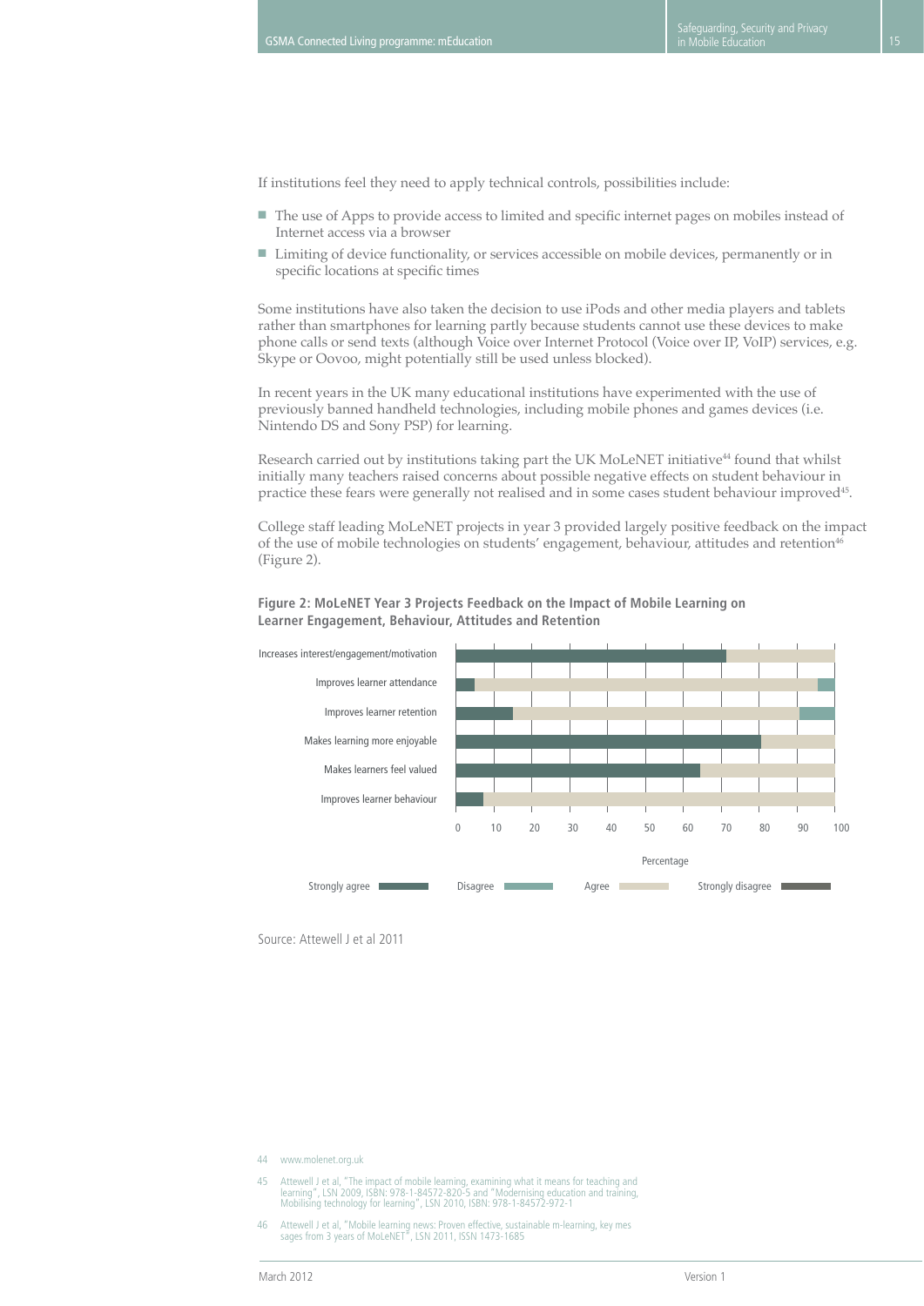If institutions feel they need to apply technical controls, possibilities include:

- The use of Apps to provide access to limited and specific internet pages on mobiles instead of Internet access via a browser
- Limiting of device functionality, or services accessible on mobile devices, permanently or in specific locations at specific times

Some institutions have also taken the decision to use iPods and other media players and tablets rather than smartphones for learning partly because students cannot use these devices to make phone calls or send texts (although Voice over Internet Protocol (Voice over IP, VoIP) services, e.g. Skype or Oovoo, might potentially still be used unless blocked).

In recent years in the UK many educational institutions have experimented with the use of previously banned handheld technologies, including mobile phones and games devices (i.e. Nintendo DS and Sony PSP) for learning.

Research carried out by institutions taking part the UK MoLeNET initiative[44] found that whilst initially many teachers raised concerns about possible negative effects on student behaviour in practice these fears were generally not realised and in some cases student behaviour improved[45].

College staff leading MoLeNET projects in year 3 provided largely positive feedback on the impact of the use of mobile technologies on students' engagement, behaviour, attitudes and retention[46] (Figure 2).

**Figure 2: MoLeNET Year 3 Projects Feedback on the Impact of Mobile Learning on Learner Engagement, Behaviour, Attitudes and Retention**

Source: Attewell J et al 2011

44 www.molenet.org.uk

45 Attewell J et al, "The impact of mobile learning, examining what it means for teaching and learning", LSN 2009, ISBN: 978-1-84572-820-5 and "Modernising education and training, Mobilising technology for learning", LSN 2010, ISBN: 978-1-84572-972-1

46 Attewell J et al, "Mobile learning news: Proven effective, sustainable m-learning, key messages from 3 years of MoLeNET", LSN 2011, ISSN 1473-1685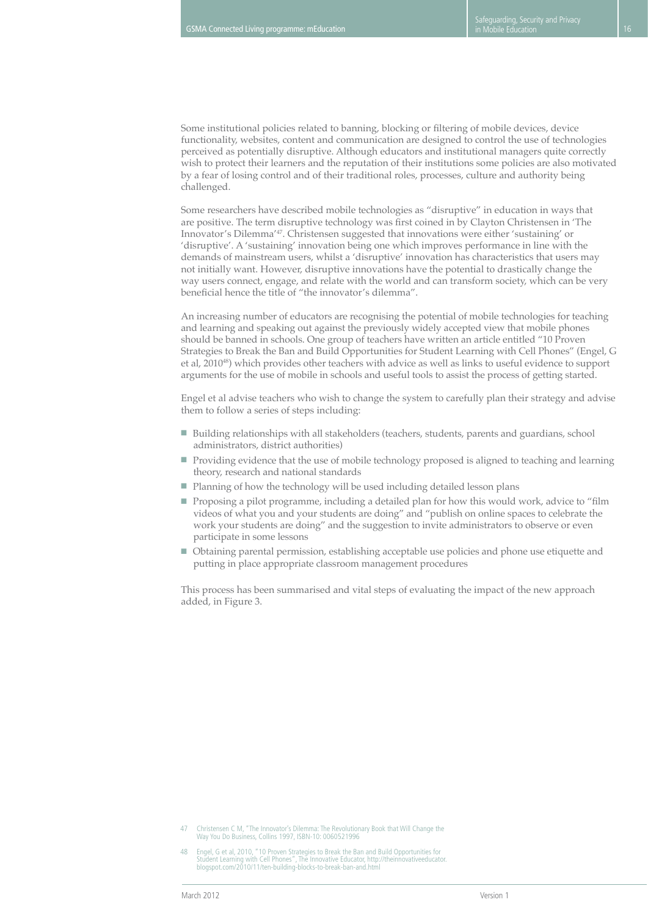Some institutional policies related to banning, blocking or filtering of mobile devices, device functionality, websites, content and communication are designed to control the use of technologies perceived as potentially disruptive. Although educators and institutional managers quite correctly wish to protect their learners and the reputation of their institutions some policies are also motivated by a fear of losing control and of their traditional roles, processes, culture and authority being challenged.

Some researchers have described mobile technologies as "disruptive" in education in ways that are positive. The term disruptive technology was first coined in by Clayton Christensen in 'The Innovator's Dilemma'[47]. Christensen suggested that innovations were either 'sustaining' or 'disruptive'. A 'sustaining' innovation being one which improves performance in line with the demands of mainstream users, whilst a 'disruptive' innovation has characteristics that users may not initially want. However, disruptive innovations have the potential to drastically change the way users connect, engage, and relate with the world and can transform society, which can be very beneficial hence the title of "the innovator's dilemma".

An increasing number of educators are recognising the potential of mobile technologies for teaching and learning and speaking out against the previously widely accepted view that mobile phones should be banned in schools. One group of teachers have written an article entitled "10 Proven Strategies to Break the Ban and Build Opportunities for Student Learning with Cell Phones" (Engel, G et al, 2010[48]) which provides other teachers with advice as well as links to useful evidence to support arguments for the use of mobile in schools and useful tools to assist the process of getting started.

Engel et al advise teachers who wish to change the system to carefully plan their strategy and advise them to follow a series of steps including:

- Building relationships with all stakeholders (teachers, students, parents and guardians, school administrators, district authorities)
- Providing evidence that the use of mobile technology proposed is aligned to teaching and learning theory, research and national standards
- Planning of how the technology will be used including detailed lesson plans
- Proposing a pilot programme, including a detailed plan for how this would work, advice to "film videos of what you and your students are doing" and "publish on online spaces to celebrate the work your students are doing" and the suggestion to invite administrators to observe or even participate in some lessons
- Obtaining parental permission, establishing acceptable use policies and phone use etiquette and putting in place appropriate classroom management procedures

This process has been summarised and vital steps of evaluating the impact of the new approach added, in Figure 3.

47 Christensen C M, "The Innovator's Dilemma: The Revolutionary Book that Will Change the Way You Do Business, Collins 1997, ISBN-10: 0060521996

48 Engel, G et al, 2010, "10 Proven Strategies to Break the Ban and Build Opportunities for Student Learning with Cell Phones", The Innovative Educator, http://theinnovativeeducator.blogspot.com/2010/11/ten-building-blocks-to-break-ban-and.html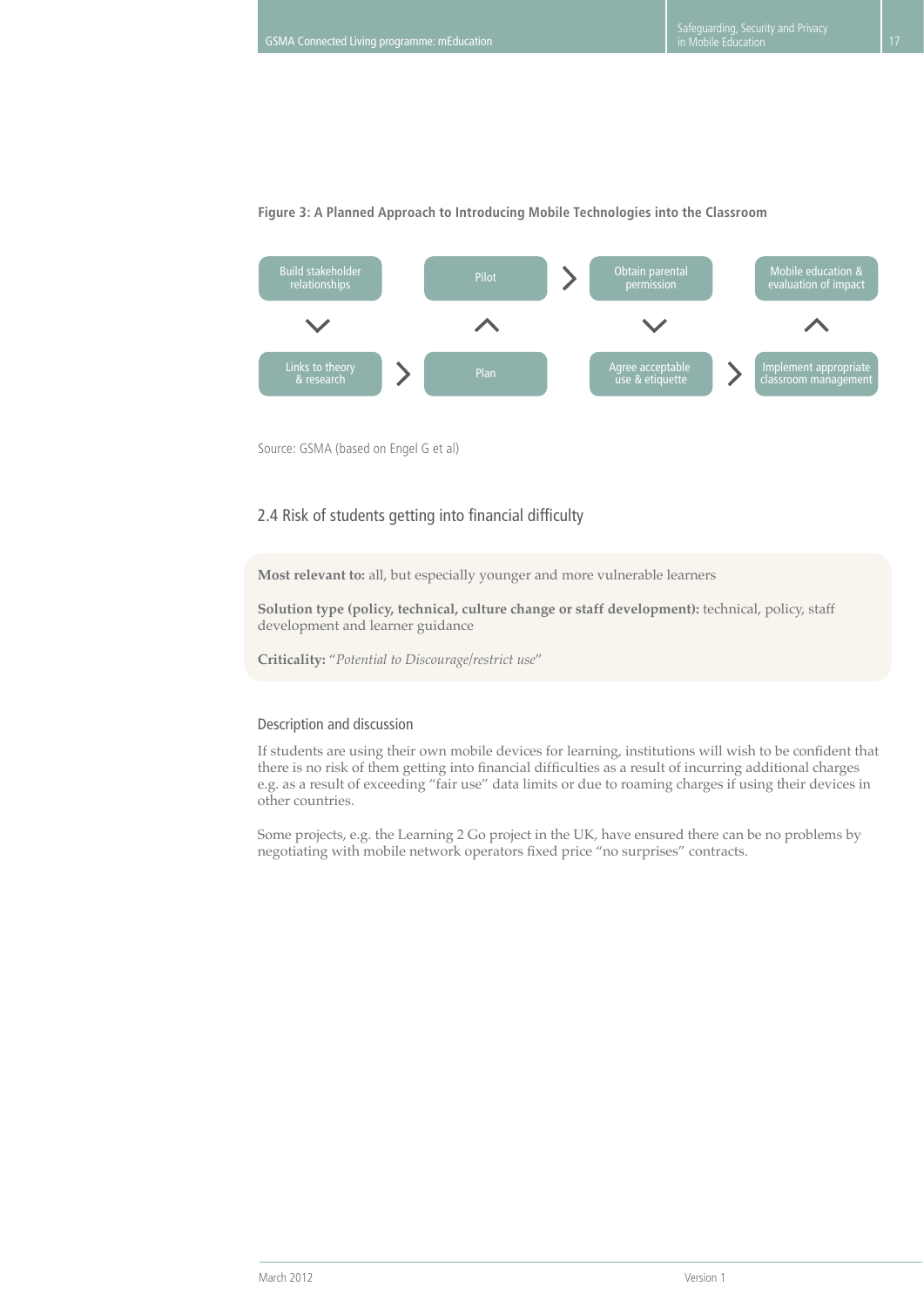**Figure 3: A Planned Approach to Introducing Mobile Technologies into the Classroom**

Build stakeholder relationships → Links to theory & research → Plan → Pilot → Obtain parental permission → Agree acceptable use & etiquette → Implement appropriate classroom management → Mobile education & evaluation of impact

Source: GSMA (based on Engel G et al)

## 2.4 Risk of students getting into financial difficulty

**Most relevant to:** all, but especially younger and more vulnerable learners

**Solution type (policy, technical, culture change or staff development):** technical, policy, staff development and learner guidance

**Criticality:** "*Potential to Discourage/restrict use*"

### Description and discussion

If students are using their own mobile devices for learning, institutions will wish to be confident that there is no risk of them getting into financial difficulties as a result of incurring additional charges e.g. as a result of exceeding "fair use" data limits or due to roaming charges if using their devices in other countries.

Some projects, e.g. the Learning 2 Go project in the UK, have ensured there can be no problems by negotiating with mobile network operators fixed price "no surprises" contracts.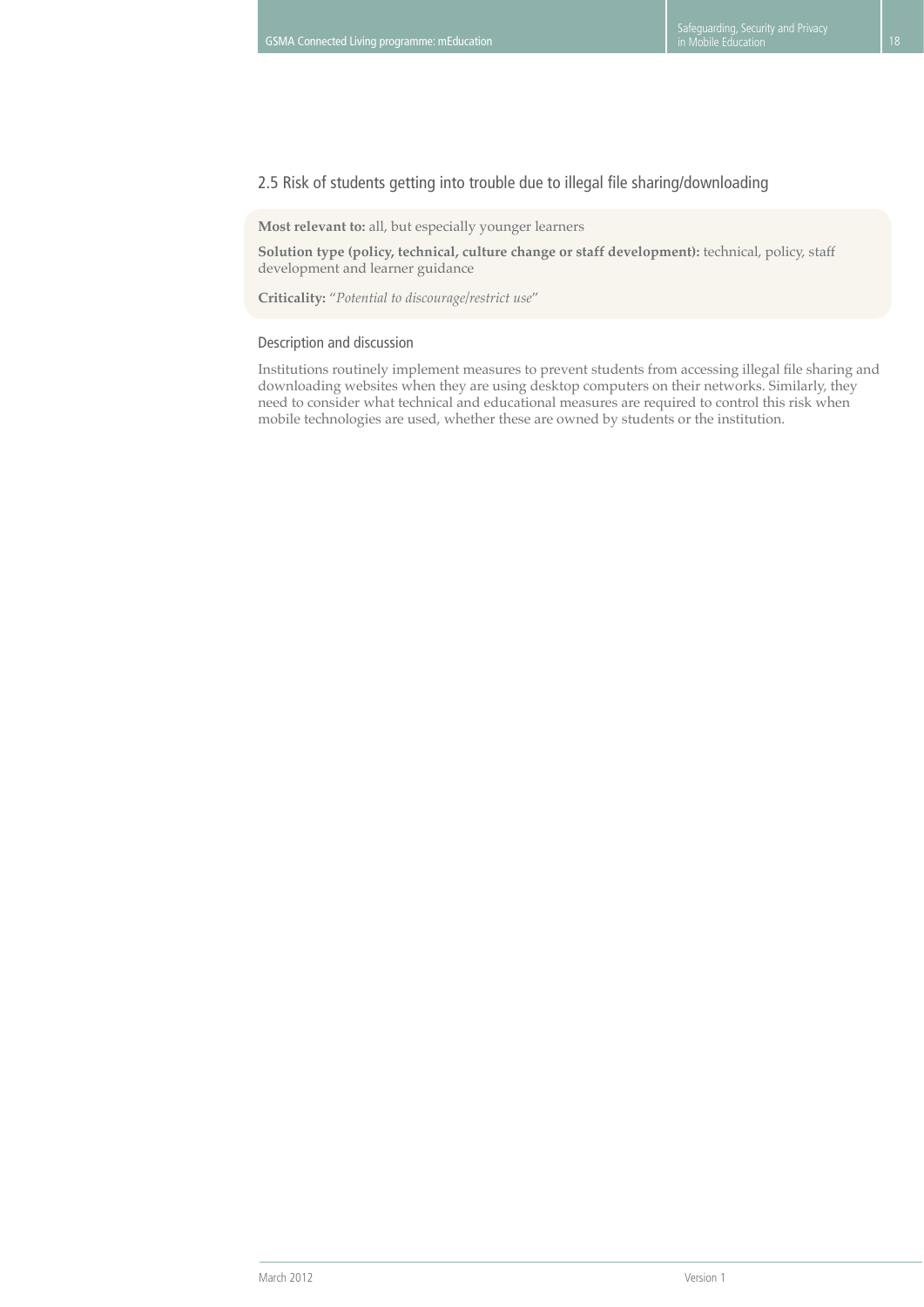## 2.5 Risk of students getting into trouble due to illegal file sharing/downloading

**Most relevant to:** all, but especially younger learners

**Solution type (policy, technical, culture change or staff development):** technical, policy, staff development and learner guidance

**Criticality:** "*Potential to discourage/restrict use*"

### Description and discussion

Institutions routinely implement measures to prevent students from accessing illegal file sharing and downloading websites when they are using desktop computers on their networks. Similarly, they need to consider what technical and educational measures are required to control this risk when mobile technologies are used, whether these are owned by students or the institution.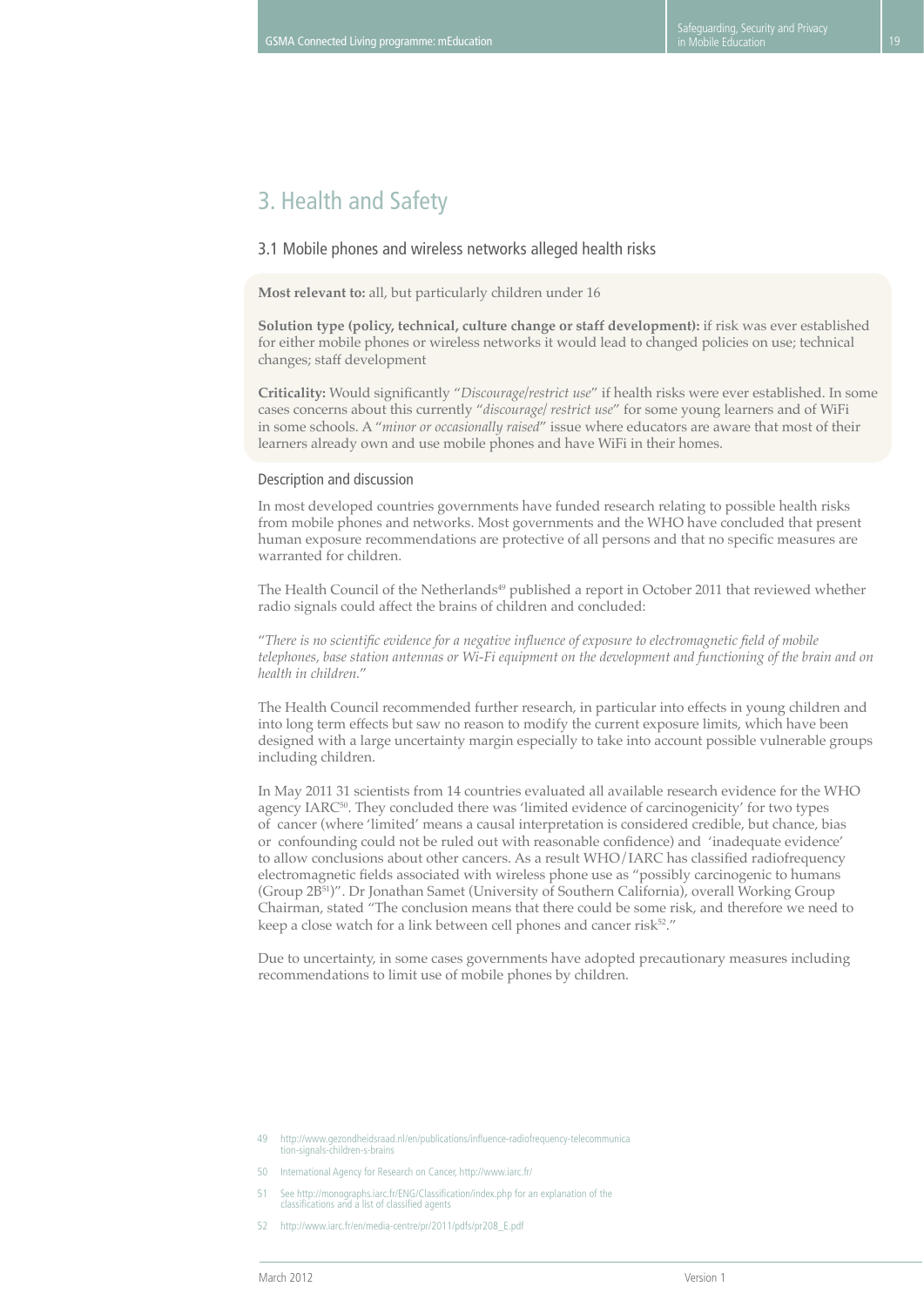# 3. Health and Safety

## 3.1 Mobile phones and wireless networks alleged health risks

**Most relevant to:** all, but particularly children under 16

**Solution type (policy, technical, culture change or staff development):** if risk was ever established for either mobile phones or wireless networks it would lead to changed policies on use; technical changes; staff development

**Criticality:** Would significantly "*Discourage/restrict use*" if health risks were ever established. In some cases concerns about this currently "*discourage/ restrict use*" for some young learners and of WiFi in some schools. A "*minor or occasionally raised*" issue where educators are aware that most of their learners already own and use mobile phones and have WiFi in their homes.

### Description and discussion

In most developed countries governments have funded research relating to possible health risks from mobile phones and networks. Most governments and the WHO have concluded that present human exposure recommendations are protective of all persons and that no specific measures are warranted for children.

The Health Council of the Netherlands[49] published a report in October 2011 that reviewed whether radio signals could affect the brains of children and concluded:

"*There is no scientific evidence for a negative influence of exposure to electromagnetic field of mobile telephones, base station antennas or Wi-Fi equipment on the development and functioning of the brain and on health in children.*"

The Health Council recommended further research, in particular into effects in young children and into long term effects but saw no reason to modify the current exposure limits, which have been designed with a large uncertainty margin especially to take into account possible vulnerable groups including children.

In May 2011 31 scientists from 14 countries evaluated all available research evidence for the WHO agency IARC[50]. They concluded there was 'limited evidence of carcinogenicity' for two types of cancer (where 'limited' means a causal interpretation is considered credible, but chance, bias or confounding could not be ruled out with reasonable confidence) and 'inadequate evidence' to allow conclusions about other cancers. As a result WHO/IARC has classified radiofrequency electromagnetic fields associated with wireless phone use as "possibly carcinogenic to humans (Group 2B[51])". Dr Jonathan Samet (University of Southern California), overall Working Group Chairman, stated "The conclusion means that there could be some risk, and therefore we need to keep a close watch for a link between cell phones and cancer risk[52]."

Due to uncertainty, in some cases governments have adopted precautionary measures including recommendations to limit use of mobile phones by children.

49 http://www.gezondheidsraad.nl/en/publications/influence-radiofrequency-telecommunication-signals-children-s-brains

50 International Agency for Research on Cancer, http://www.iarc.fr/

51 See http://monographs.iarc.fr/ENG/Classification/index.php for an explanation of the classifications and a list of classified agents

52 http://www.iarc.fr/en/media-centre/pr/2011/pdfs/pr208_E.pdf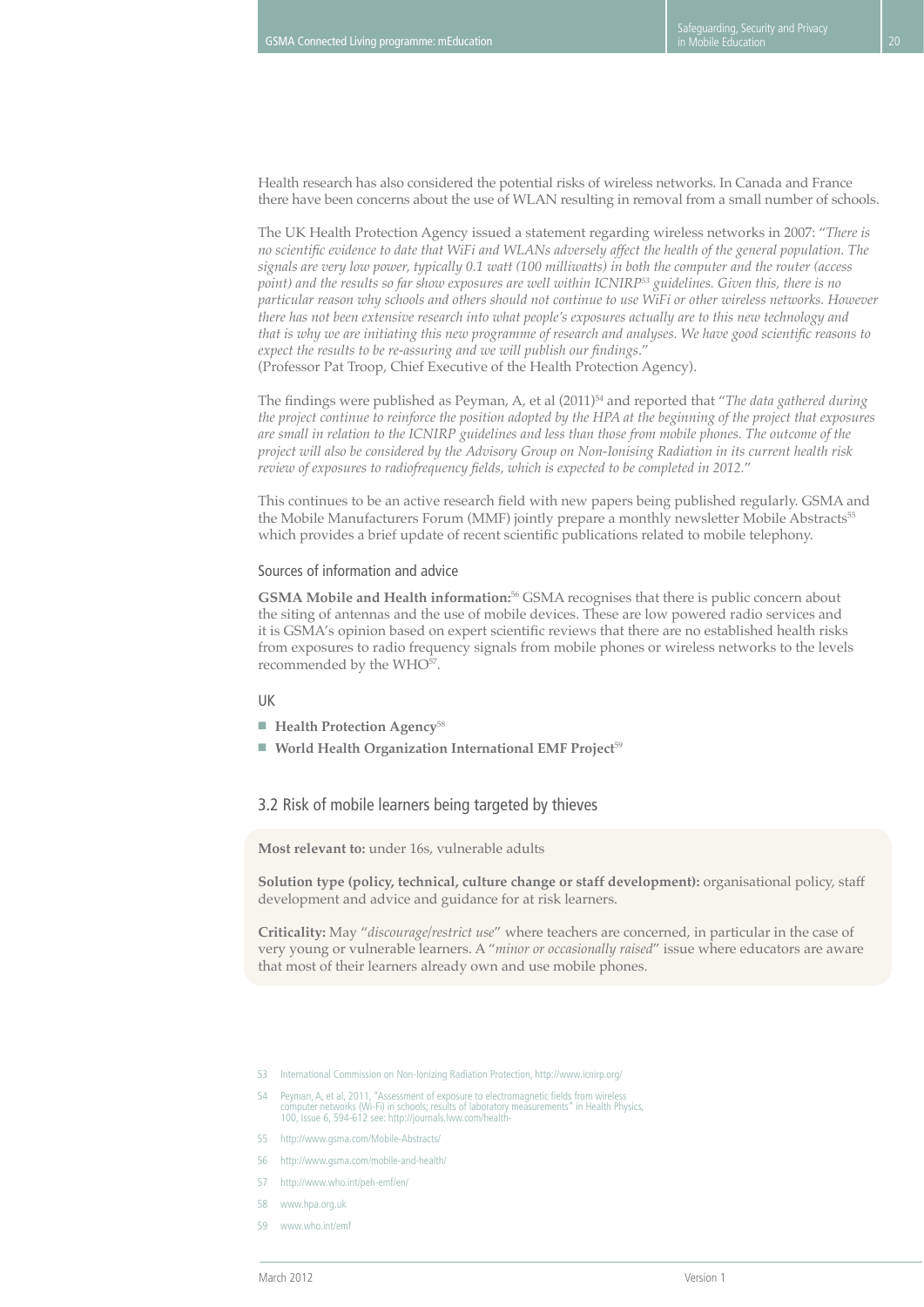Health research has also considered the potential risks of wireless networks. In Canada and France there have been concerns about the use of WLAN resulting in removal from a small number of schools.

The UK Health Protection Agency issued a statement regarding wireless networks in 2007: "*There is no scientific evidence to date that WiFi and WLANs adversely affect the health of the general population. The signals are very low power, typically 0.1 watt (100 milliwatts) in both the computer and the router (access point) and the results so far show exposures are well within ICNIRP*[53] *guidelines. Given this, there is no particular reason why schools and others should not continue to use WiFi or other wireless networks. However there has not been extensive research into what people's exposures actually are to this new technology and that is why we are initiating this new programme of research and analyses. We have good scientific reasons to expect the results to be re-assuring and we will publish our findings.*"
(Professor Pat Troop, Chief Executive of the Health Protection Agency).

The findings were published as Peyman, A, et al (2011)[54] and reported that "*The data gathered during the project continue to reinforce the position adopted by the HPA at the beginning of the project that exposures are small in relation to the ICNIRP guidelines and less than those from mobile phones. The outcome of the project will also be considered by the Advisory Group on Non-Ionising Radiation in its current health risk review of exposures to radiofrequency fields, which is expected to be completed in 2012.*"

This continues to be an active research field with new papers being published regularly. GSMA and the Mobile Manufacturers Forum (MMF) jointly prepare a monthly newsletter Mobile Abstracts[55] which provides a brief update of recent scientific publications related to mobile telephony.

### Sources of information and advice

**GSMA Mobile and Health information:**[56] GSMA recognises that there is public concern about the siting of antennas and the use of mobile devices. These are low powered radio services and it is GSMA's opinion based on expert scientific reviews that there are no established health risks from exposures to radio frequency signals from mobile phones or wireless networks to the levels recommended by the WHO[57].

UK

- **Health Protection Agency**[58]
- **World Health Organization International EMF Project**[59]

## 3.2 Risk of mobile learners being targeted by thieves

**Most relevant to:** under 16s, vulnerable adults

**Solution type (policy, technical, culture change or staff development):** organisational policy, staff development and advice and guidance for at risk learners.

**Criticality:** May "*discourage/restrict use*" where teachers are concerned, in particular in the case of very young or vulnerable learners. A "*minor or occasionally raised*" issue where educators are aware that most of their learners already own and use mobile phones.

---

53 International Commission on Non-Ionizing Radiation Protection, http://www.icnirp.org/

54 Peyman, A, et al, 2011, "Assessment of exposure to electromagnetic fields from wireless computer networks (Wi-Fi) in schools; results of laboratory measurements" in Health Physics, 100, Issue 6, 594-612 see: http://journals.lww.com/health-

55 http://www.gsma.com/Mobile-Abstracts/

56 http://www.gsma.com/mobile-and-health/

57 http://www.who.int/peh-emf/en/

58 www.hpa.org.uk

59 www.who.int/emf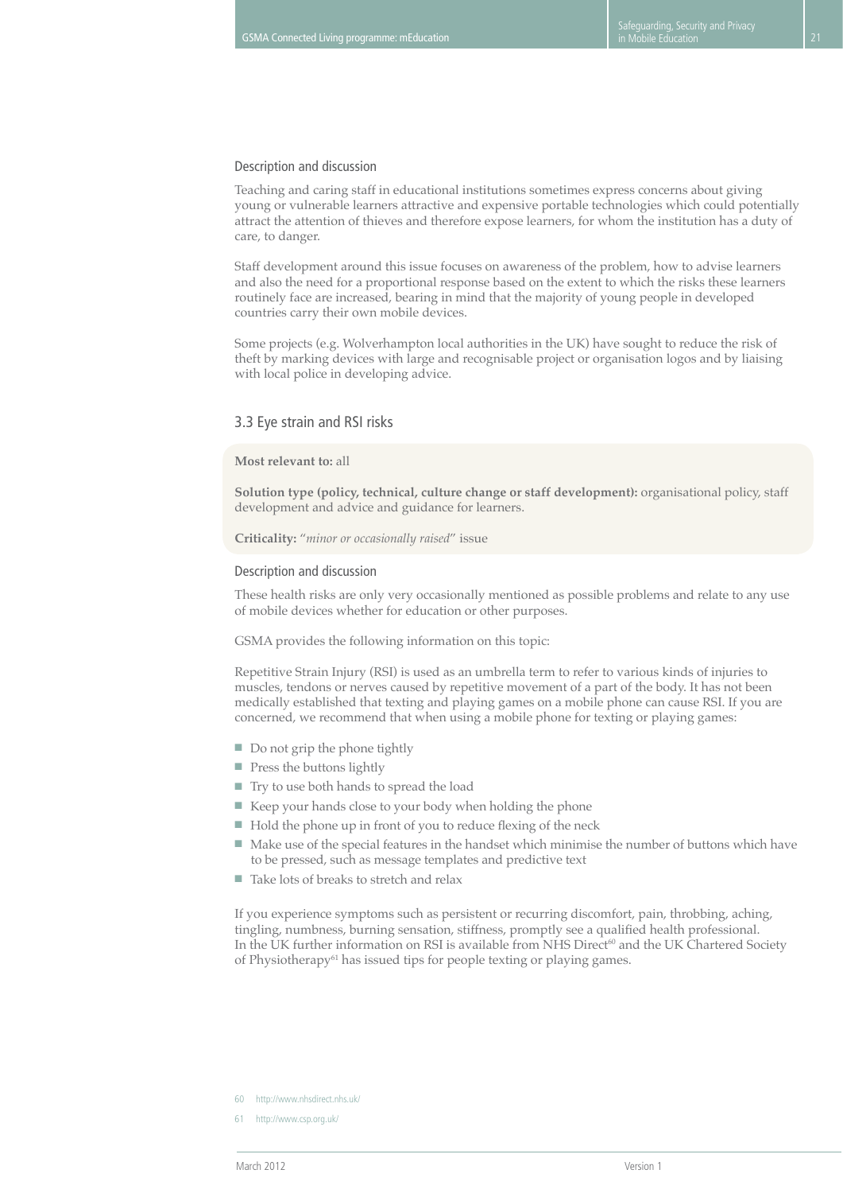#### Description and discussion

Teaching and caring staff in educational institutions sometimes express concerns about giving young or vulnerable learners attractive and expensive portable technologies which could potentially attract the attention of thieves and therefore expose learners, for whom the institution has a duty of care, to danger.

Staff development around this issue focuses on awareness of the problem, how to advise learners and also the need for a proportional response based on the extent to which the risks these learners routinely face are increased, bearing in mind that the majority of young people in developed countries carry their own mobile devices.

Some projects (e.g. Wolverhampton local authorities in the UK) have sought to reduce the risk of theft by marking devices with large and recognisable project or organisation logos and by liaising with local police in developing advice.

### 3.3 Eye strain and RSI risks

**Most relevant to:** all

**Solution type (policy, technical, culture change or staff development):** organisational policy, staff development and advice and guidance for learners.

**Criticality:** "*minor or occasionally raised*" issue

#### Description and discussion

These health risks are only very occasionally mentioned as possible problems and relate to any use of mobile devices whether for education or other purposes.

GSMA provides the following information on this topic:

Repetitive Strain Injury (RSI) is used as an umbrella term to refer to various kinds of injuries to muscles, tendons or nerves caused by repetitive movement of a part of the body. It has not been medically established that texting and playing games on a mobile phone can cause RSI. If you are concerned, we recommend that when using a mobile phone for texting or playing games:

- Do not grip the phone tightly
- Press the buttons lightly
- Try to use both hands to spread the load
- Keep your hands close to your body when holding the phone
- Hold the phone up in front of you to reduce flexing of the neck
- Make use of the special features in the handset which minimise the number of buttons which have to be pressed, such as message templates and predictive text
- Take lots of breaks to stretch and relax

If you experience symptoms such as persistent or recurring discomfort, pain, throbbing, aching, tingling, numbness, burning sensation, stiffness, promptly see a qualified health professional. In the UK further information on RSI is available from NHS Direct[60] and the UK Chartered Society of Physiotherapy[61] has issued tips for people texting or playing games.

60 http://www.nhsdirect.nhs.uk/

61 http://www.csp.org.uk/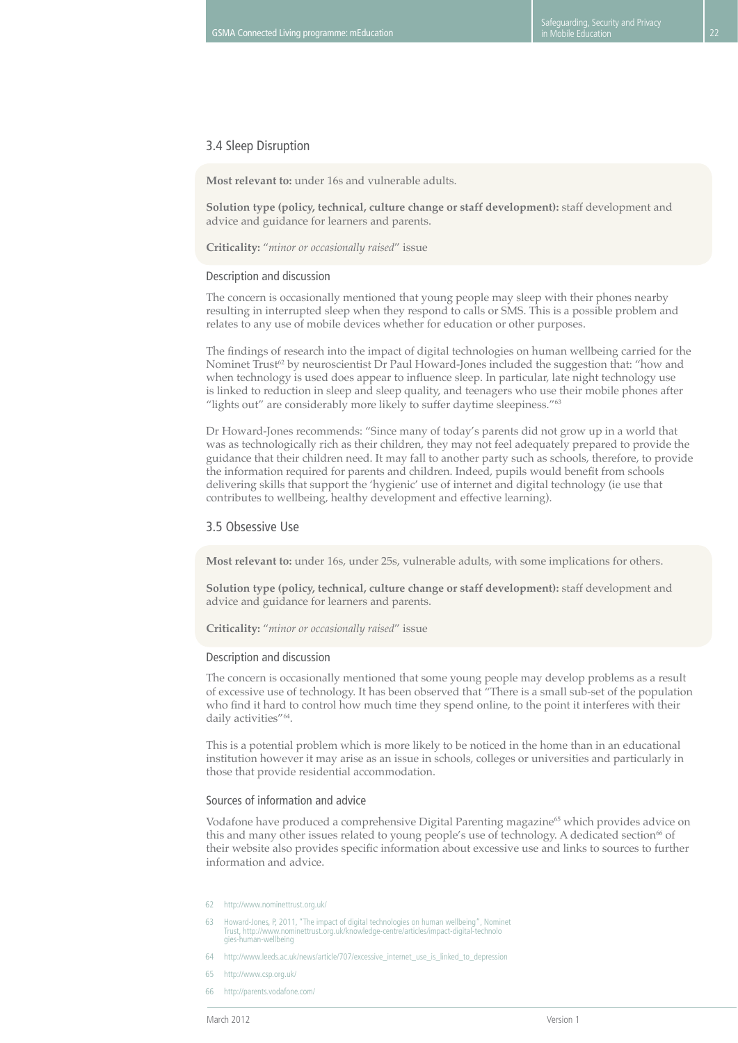## 3.4 Sleep Disruption

**Most relevant to:** under 16s and vulnerable adults.

**Solution type (policy, technical, culture change or staff development):** staff development and advice and guidance for learners and parents.

**Criticality:** "*minor or occasionally raised*" issue

### Description and discussion

The concern is occasionally mentioned that young people may sleep with their phones nearby resulting in interrupted sleep when they respond to calls or SMS. This is a possible problem and relates to any use of mobile devices whether for education or other purposes.

The findings of research into the impact of digital technologies on human wellbeing carried for the Nominet Trust[62] by neuroscientist Dr Paul Howard-Jones included the suggestion that: "how and when technology is used does appear to influence sleep. In particular, late night technology use is linked to reduction in sleep and sleep quality, and teenagers who use their mobile phones after "lights out" are considerably more likely to suffer daytime sleepiness."[63]

Dr Howard-Jones recommends: "Since many of today's parents did not grow up in a world that was as technologically rich as their children, they may not feel adequately prepared to provide the guidance that their children need. It may fall to another party such as schools, therefore, to provide the information required for parents and children. Indeed, pupils would benefit from schools delivering skills that support the 'hygienic' use of internet and digital technology (ie use that contributes to wellbeing, healthy development and effective learning).

## 3.5 Obsessive Use

**Most relevant to:** under 16s, under 25s, vulnerable adults, with some implications for others.

**Solution type (policy, technical, culture change or staff development):** staff development and advice and guidance for learners and parents.

**Criticality:** "*minor or occasionally raised*" issue

### Description and discussion

The concern is occasionally mentioned that some young people may develop problems as a result of excessive use of technology. It has been observed that "There is a small sub-set of the population who find it hard to control how much time they spend online, to the point it interferes with their daily activities"[64].

This is a potential problem which is more likely to be noticed in the home than in an educational institution however it may arise as an issue in schools, colleges or universities and particularly in those that provide residential accommodation.

### Sources of information and advice

Vodafone have produced a comprehensive Digital Parenting magazine[65] which provides advice on this and many other issues related to young people's use of technology. A dedicated section[66] of their website also provides specific information about excessive use and links to sources to further information and advice.

62 http://www.nominettrust.org.uk/

63 Howard-Jones, P, 2011, "The impact of digital technologies on human wellbeing", Nominet Trust, http://www.nominettrust.org.uk/knowledge-centre/articles/impact-digital-technologies-human-wellbeing

64 http://www.leeds.ac.uk/news/article/707/excessive_internet_use_is_linked_to_depression

65 http://www.csp.org.uk/

66 http://parents.vodafone.com/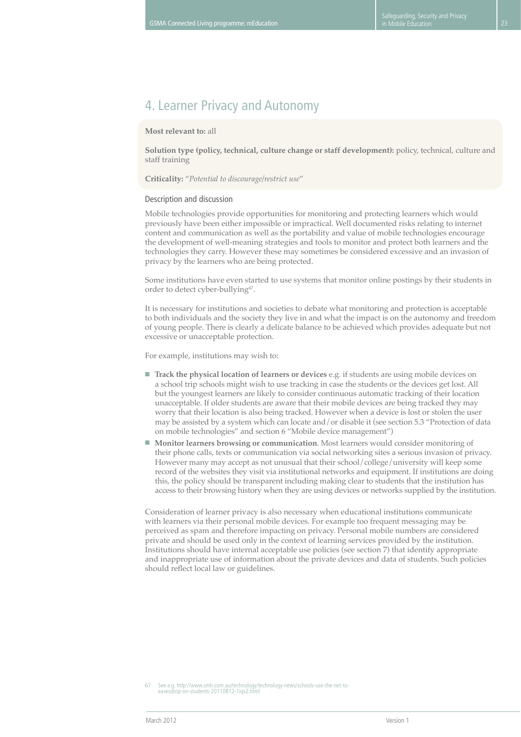# 4. Learner Privacy and Autonomy

**Most relevant to:** all

**Solution type (policy, technical, culture change or staff development):** policy, technical, culture and staff training

**Criticality:** "*Potential to discourage/restrict use*"

## Description and discussion

Mobile technologies provide opportunities for monitoring and protecting learners which would previously have been either impossible or impractical. Well documented risks relating to internet content and communication as well as the portability and value of mobile technologies encourage the development of well-meaning strategies and tools to monitor and protect both learners and the technologies they carry. However these may sometimes be considered excessive and an invasion of privacy by the learners who are being protected.

Some institutions have even started to use systems that monitor online postings by their students in order to detect cyber-bullying[67].

It is necessary for institutions and societies to debate what monitoring and protection is acceptable to both individuals and the society they live in and what the impact is on the autonomy and freedom of young people. There is clearly a delicate balance to be achieved which provides adequate but not excessive or unacceptable protection.

For example, institutions may wish to:

- **Track the physical location of learners or devices** e.g. if students are using mobile devices on a school trip schools might wish to use tracking in case the students or the devices get lost. All but the youngest learners are likely to consider continuous automatic tracking of their location unacceptable. If older students are aware that their mobile devices are being tracked they may worry that their location is also being tracked. However when a device is lost or stolen the user may be assisted by a system which can locate and/or disable it (see section 5.3 "Protection of data on mobile technologies" and section 6 "Mobile device management")
- **Monitor learners browsing or communication**. Most learners would consider monitoring of their phone calls, texts or communication via social networking sites a serious invasion of privacy. However many may accept as not unusual that their school/college/university will keep some record of the websites they visit via institutional networks and equipment. If institutions are doing this, the policy should be transparent including making clear to students that the institution has access to their browsing history when they are using devices or networks supplied by the institution.

Consideration of learner privacy is also necessary when educational institutions communicate with learners via their personal mobile devices. For example too frequent messaging may be perceived as spam and therefore impacting on privacy. Personal mobile numbers are considered private and should be used only in the context of learning services provided by the institution. Institutions should have internal acceptable use policies (see section 7) that identify appropriate and inappropriate use of information about the private devices and data of students. Such policies should reflect local law or guidelines.

67 See e.g. http://www.smh.com.au/technology/technology-news/schools-use-the-net-to-eavesdrop-on-students-20110812-1iqx2.html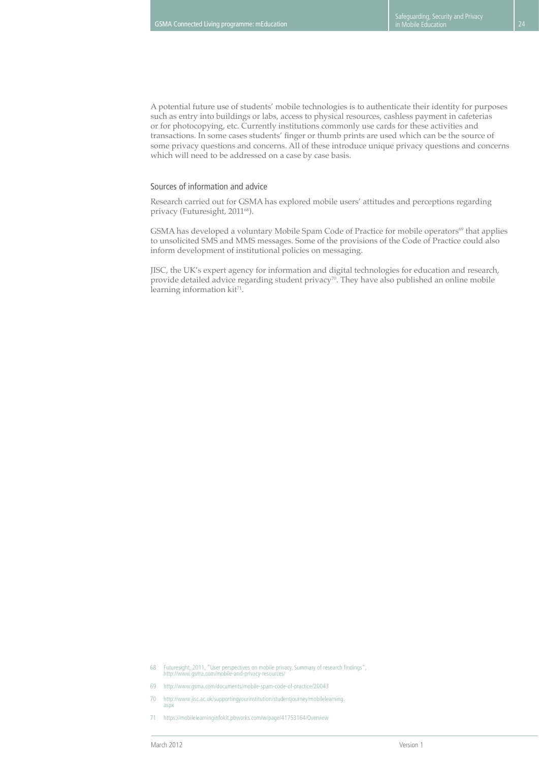A potential future use of students' mobile technologies is to authenticate their identity for purposes such as entry into buildings or labs, access to physical resources, cashless payment in cafeterias or for photocopying, etc. Currently institutions commonly use cards for these activities and transactions. In some cases students' finger or thumb prints are used which can be the source of some privacy questions and concerns. All of these introduce unique privacy questions and concerns which will need to be addressed on a case by case basis.

## Sources of information and advice

Research carried out for GSMA has explored mobile users' attitudes and perceptions regarding privacy (Futuresight, 2011[68]).

GSMA has developed a voluntary Mobile Spam Code of Practice for mobile operators[69] that applies to unsolicited SMS and MMS messages. Some of the provisions of the Code of Practice could also inform development of institutional policies on messaging.

JISC, the UK's expert agency for information and digital technologies for education and research, provide detailed advice regarding student privacy[70]. They have also published an online mobile learning information kit[71].

68 Futuresight, 2011, "User perspectives on mobile privacy, Summary of research findings", http://www.gsma.com/mobile-and-privacy-resources/

69 http://www.gsma.com/documents/mobile-spam-code-of-practice/20043

70 http://www.jisc.ac.uk/supportingyourinstitution/studentjourney/mobilelearning.aspx

71 https://mobilelearninginfokit.pbworks.com/w/page/41753164/Overview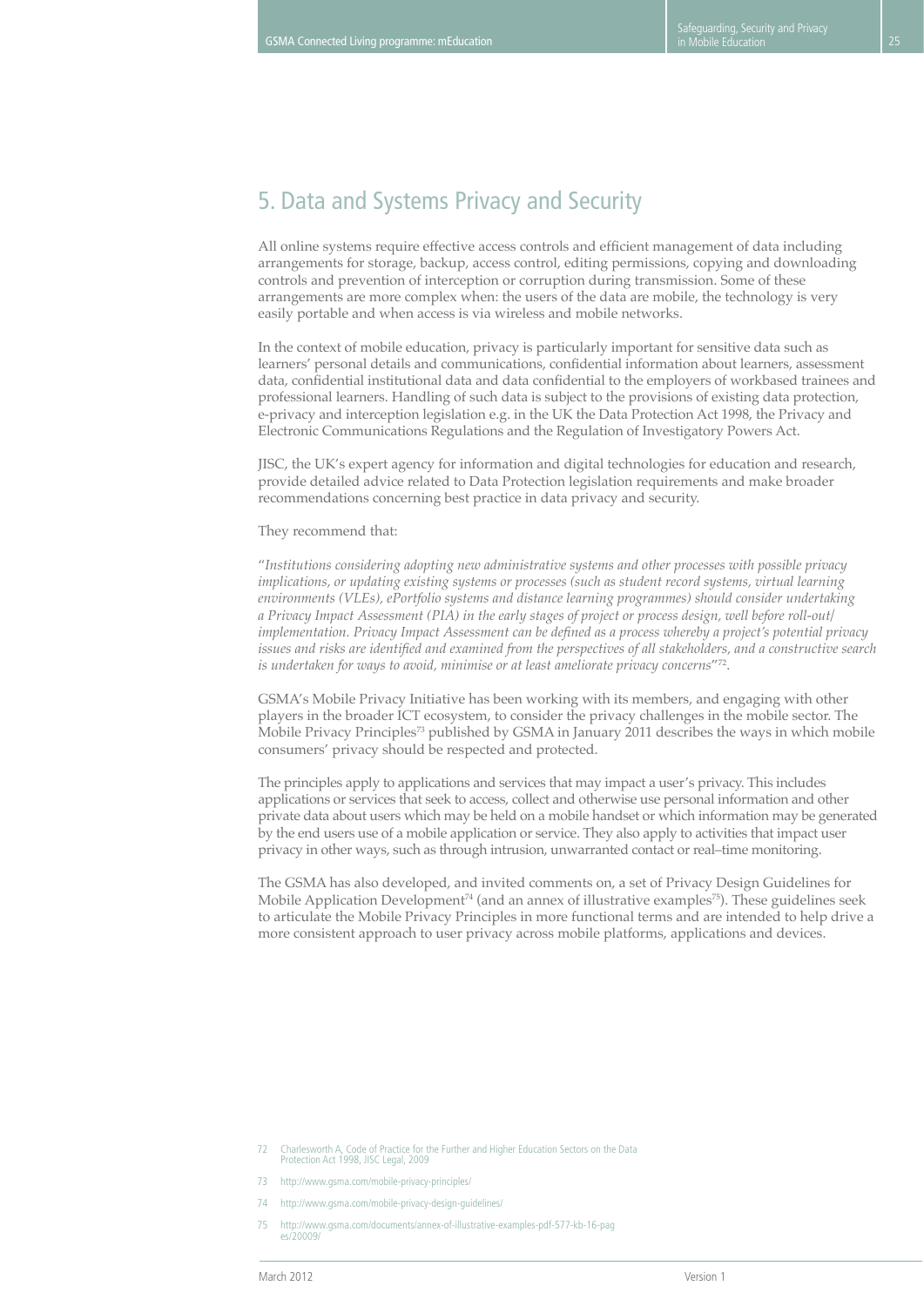## 5. Data and Systems Privacy and Security

All online systems require effective access controls and efficient management of data including arrangements for storage, backup, access control, editing permissions, copying and downloading controls and prevention of interception or corruption during transmission. Some of these arrangements are more complex when: the users of the data are mobile, the technology is very easily portable and when access is via wireless and mobile networks.

In the context of mobile education, privacy is particularly important for sensitive data such as learners' personal details and communications, confidential information about learners, assessment data, confidential institutional data and data confidential to the employers of workbased trainees and professional learners. Handling of such data is subject to the provisions of existing data protection, e-privacy and interception legislation e.g. in the UK the Data Protection Act 1998, the Privacy and Electronic Communications Regulations and the Regulation of Investigatory Powers Act.

JISC, the UK's expert agency for information and digital technologies for education and research, provide detailed advice related to Data Protection legislation requirements and make broader recommendations concerning best practice in data privacy and security.

They recommend that:

"*Institutions considering adopting new administrative systems and other processes with possible privacy implications, or updating existing systems or processes (such as student record systems, virtual learning environments (VLEs), ePortfolio systems and distance learning programmes) should consider undertaking a Privacy Impact Assessment (PIA) in the early stages of project or process design, well before roll-out/implementation. Privacy Impact Assessment can be defined as a process whereby a project's potential privacy issues and risks are identified and examined from the perspectives of all stakeholders, and a constructive search is undertaken for ways to avoid, minimise or at least ameliorate privacy concerns*"[72].

GSMA's Mobile Privacy Initiative has been working with its members, and engaging with other players in the broader ICT ecosystem, to consider the privacy challenges in the mobile sector. The Mobile Privacy Principles[73] published by GSMA in January 2011 describes the ways in which mobile consumers' privacy should be respected and protected.

The principles apply to applications and services that may impact a user's privacy. This includes applications or services that seek to access, collect and otherwise use personal information and other private data about users which may be held on a mobile handset or which information may be generated by the end users use of a mobile application or service. They also apply to activities that impact user privacy in other ways, such as through intrusion, unwarranted contact or real–time monitoring.

The GSMA has also developed, and invited comments on, a set of Privacy Design Guidelines for Mobile Application Development[74] (and an annex of illustrative examples[75]). These guidelines seek to articulate the Mobile Privacy Principles in more functional terms and are intended to help drive a more consistent approach to user privacy across mobile platforms, applications and devices.

72 Charlesworth A, Code of Practice for the Further and Higher Education Sectors on the Data Protection Act 1998, JISC Legal, 2009

73 http://www.gsma.com/mobile-privacy-principles/

74 http://www.gsma.com/mobile-privacy-design-guidelines/

75 http://www.gsma.com/documents/annex-of-illustrative-examples-pdf-577-kb-16-pages/20009/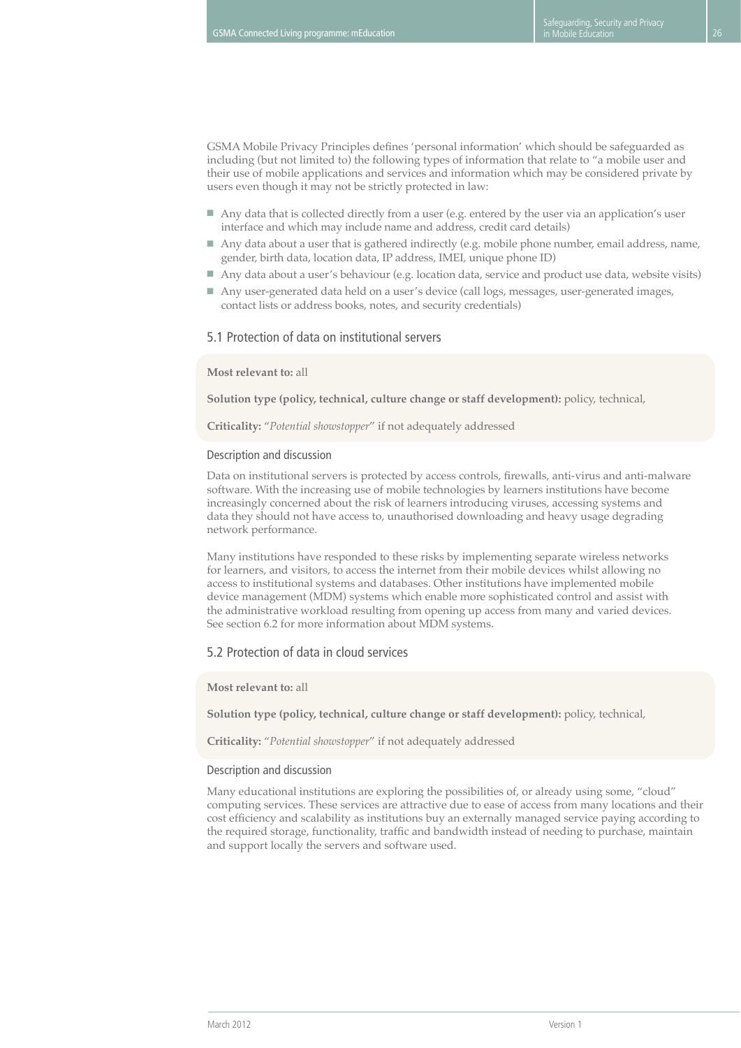GSMA Mobile Privacy Principles defines 'personal information' which should be safeguarded as including (but not limited to) the following types of information that relate to "a mobile user and their use of mobile applications and services and information which may be considered private by users even though it may not be strictly protected in law:

- Any data that is collected directly from a user (e.g. entered by the user via an application's user interface and which may include name and address, credit card details)
- Any data about a user that is gathered indirectly (e.g. mobile phone number, email address, name, gender, birth data, location data, IP address, IMEI, unique phone ID)
- Any data about a user's behaviour (e.g. location data, service and product use data, website visits)
- Any user-generated data held on a user's device (call logs, messages, user-generated images, contact lists or address books, notes, and security credentials)

## 5.1 Protection of data on institutional servers

**Most relevant to:** all

**Solution type (policy, technical, culture change or staff development):** policy, technical,

**Criticality:** "*Potential showstopper*" if not adequately addressed

### Description and discussion

Data on institutional servers is protected by access controls, firewalls, anti-virus and anti-malware software. With the increasing use of mobile technologies by learners institutions have become increasingly concerned about the risk of learners introducing viruses, accessing systems and data they should not have access to, unauthorised downloading and heavy usage degrading network performance.

Many institutions have responded to these risks by implementing separate wireless networks for learners, and visitors, to access the internet from their mobile devices whilst allowing no access to institutional systems and databases. Other institutions have implemented mobile device management (MDM) systems which enable more sophisticated control and assist with the administrative workload resulting from opening up access from many and varied devices. See section 6.2 for more information about MDM systems.

## 5.2 Protection of data in cloud services

**Most relevant to:** all

**Solution type (policy, technical, culture change or staff development):** policy, technical,

**Criticality:** "*Potential showstopper*" if not adequately addressed

### Description and discussion

Many educational institutions are exploring the possibilities of, or already using some, "cloud" computing services. These services are attractive due to ease of access from many locations and their cost efficiency and scalability as institutions buy an externally managed service paying according to the required storage, functionality, traffic and bandwidth instead of needing to purchase, maintain and support locally the servers and software used.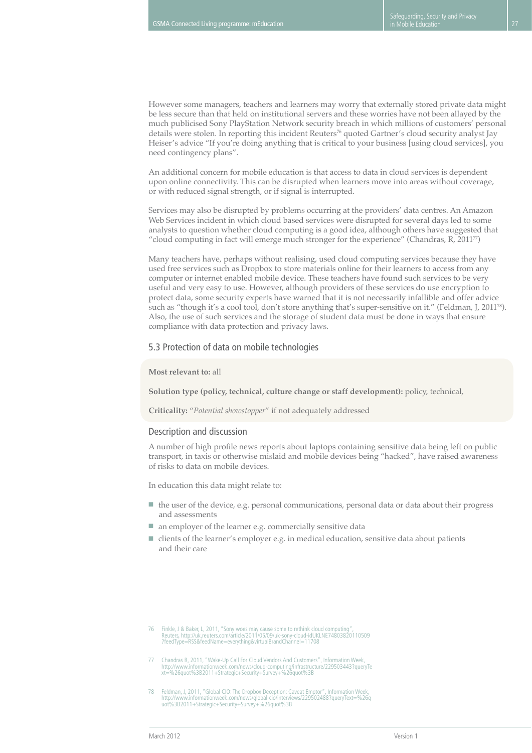However some managers, teachers and learners may worry that externally stored private data might be less secure than that held on institutional servers and these worries have not been allayed by the much publicised Sony PlayStation Network security breach in which millions of customers' personal details were stolen. In reporting this incident Reuters[76] quoted Gartner's cloud security analyst Jay Heiser's advice "If you're doing anything that is critical to your business [using cloud services], you need contingency plans".

An additional concern for mobile education is that access to data in cloud services is dependent upon online connectivity. This can be disrupted when learners move into areas without coverage, or with reduced signal strength, or if signal is interrupted.

Services may also be disrupted by problems occurring at the providers' data centres. An Amazon Web Services incident in which cloud based services were disrupted for several days led to some analysts to question whether cloud computing is a good idea, although others have suggested that "cloud computing in fact will emerge much stronger for the experience" (Chandras, R, 2011[77])

Many teachers have, perhaps without realising, used cloud computing services because they have used free services such as Dropbox to store materials online for their learners to access from any computer or internet enabled mobile device. These teachers have found such services to be very useful and very easy to use. However, although providers of these services do use encryption to protect data, some security experts have warned that it is not necessarily infallible and offer advice such as "though it's a cool tool, don't store anything that's super-sensitive on it." (Feldman, J, 2011[78]). Also, the use of such services and the storage of student data must be done in ways that ensure compliance with data protection and privacy laws.

## 5.3 Protection of data on mobile technologies

**Most relevant to:** all

**Solution type (policy, technical, culture change or staff development):** policy, technical,

**Criticality:** "*Potential showstopper*" if not adequately addressed

### Description and discussion

A number of high profile news reports about laptops containing sensitive data being left on public transport, in taxis or otherwise mislaid and mobile devices being "hacked", have raised awareness of risks to data on mobile devices.

In education this data might relate to:

- the user of the device, e.g. personal communications, personal data or data about their progress and assessments
- an employer of the learner e.g. commercially sensitive data
- clients of the learner's employer e.g. in medical education, sensitive data about patients and their care

76 Finkle, J & Baker, L, 2011, "Sony woes may cause some to rethink cloud computing", Reuters, http://uk.reuters.com/article/2011/05/09/uk-sony-cloud-idUKLNE74803820110509?feedType=RSS&feedName=everything&virtualBrandChannel=11708

77 Chandras R, 2011, "Wake-Up Call For Cloud Vendors And Customers", Information Week, http://www.informationweek.com/news/cloud-computing/infrastructure/229503443?queryText=%26quot%3B2011+Strategic+Security+Survey+%26quot%3B

78 Feldman, J, 2011, "Global CIO: The Dropbox Deception: Caveat Emptor", Information Week, http://www.informationweek.com/news/global-cio/interviews/229502488?queryText=%26quot%3B2011+Strategic+Security+Survey+%26quot%3B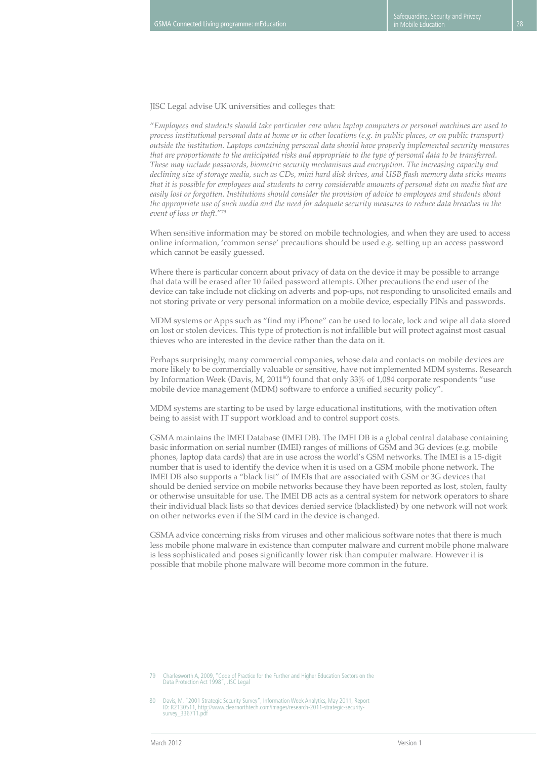JISC Legal advise UK universities and colleges that:

"*Employees and students should take particular care when laptop computers or personal machines are used to process institutional personal data at home or in other locations (e.g. in public places, or on public transport) outside the institution. Laptops containing personal data should have properly implemented security measures that are proportionate to the anticipated risks and appropriate to the type of personal data to be transferred. These may include passwords, biometric security mechanisms and encryption. The increasing capacity and declining size of storage media, such as CDs, mini hard disk drives, and USB flash memory data sticks means that it is possible for employees and students to carry considerable amounts of personal data on media that are easily lost or forgotten. Institutions should consider the provision of advice to employees and students about the appropriate use of such media and the need for adequate security measures to reduce data breaches in the event of loss or theft.*"[79]

When sensitive information may be stored on mobile technologies, and when they are used to access online information, 'common sense' precautions should be used e.g. setting up an access password which cannot be easily guessed.

Where there is particular concern about privacy of data on the device it may be possible to arrange that data will be erased after 10 failed password attempts. Other precautions the end user of the device can take include not clicking on adverts and pop-ups, not responding to unsolicited emails and not storing private or very personal information on a mobile device, especially PINs and passwords.

MDM systems or Apps such as "find my iPhone" can be used to locate, lock and wipe all data stored on lost or stolen devices. This type of protection is not infallible but will protect against most casual thieves who are interested in the device rather than the data on it.

Perhaps surprisingly, many commercial companies, whose data and contacts on mobile devices are more likely to be commercially valuable or sensitive, have not implemented MDM systems. Research by Information Week (Davis, M, 2011[80]) found that only 33% of 1,084 corporate respondents "use mobile device management (MDM) software to enforce a unified security policy".

MDM systems are starting to be used by large educational institutions, with the motivation often being to assist with IT support workload and to control support costs.

GSMA maintains the IMEI Database (IMEI DB). The IMEI DB is a global central database containing basic information on serial number (IMEI) ranges of millions of GSM and 3G devices (e.g. mobile phones, laptop data cards) that are in use across the world's GSM networks. The IMEI is a 15-digit number that is used to identify the device when it is used on a GSM mobile phone network. The IMEI DB also supports a "black list" of IMEIs that are associated with GSM or 3G devices that should be denied service on mobile networks because they have been reported as lost, stolen, faulty or otherwise unsuitable for use. The IMEI DB acts as a central system for network operators to share their individual black lists so that devices denied service (blacklisted) by one network will not work on other networks even if the SIM card in the device is changed.

GSMA advice concerning risks from viruses and other malicious software notes that there is much less mobile phone malware in existence than computer malware and current mobile phone malware is less sophisticated and poses significantly lower risk than computer malware. However it is possible that mobile phone malware will become more common in the future.

79 Charlesworth A, 2009, "Code of Practice for the Further and Higher Education Sectors on the Data Protection Act 1998", JISC Legal

80 Davis, M, "2001 Strategic Security Survey", Information Week Analytics, May 2011, Report ID: R2130511, http://www.clearnorthtech.com/images/research-2011-strategic-security-survey_336711.pdf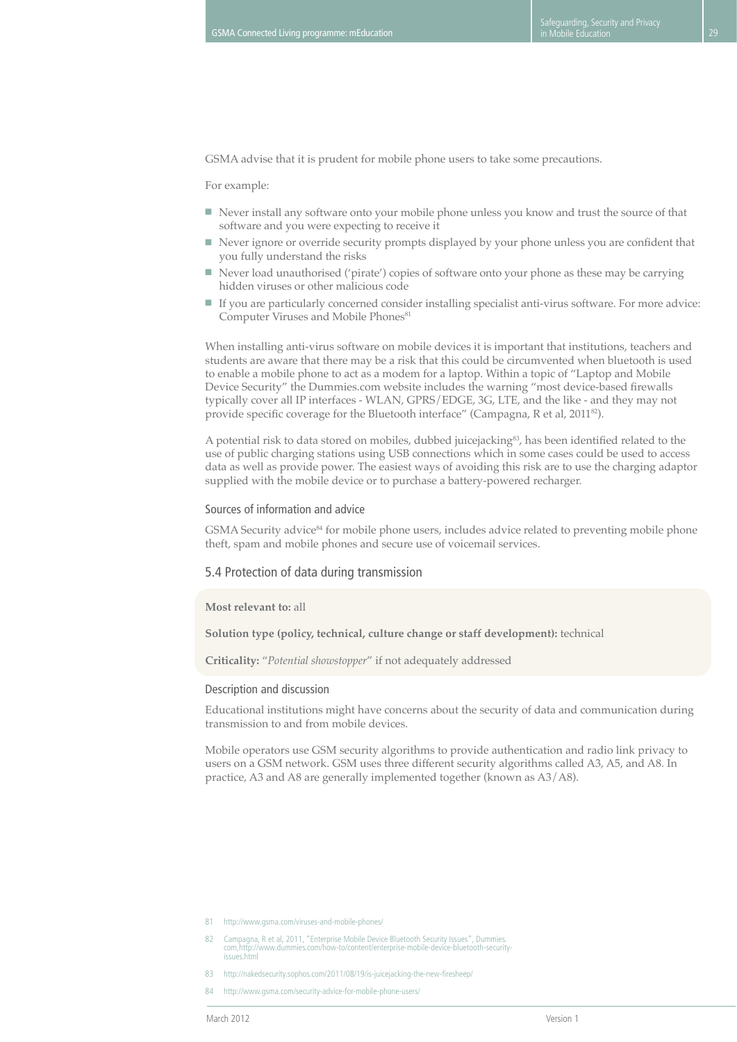GSMA advise that it is prudent for mobile phone users to take some precautions.

For example:

- Never install any software onto your mobile phone unless you know and trust the source of that software and you were expecting to receive it
- Never ignore or override security prompts displayed by your phone unless you are confident that you fully understand the risks
- Never load unauthorised ('pirate') copies of software onto your phone as these may be carrying hidden viruses or other malicious code
- If you are particularly concerned consider installing specialist anti-virus software. For more advice: Computer Viruses and Mobile Phones[81]

When installing anti-virus software on mobile devices it is important that institutions, teachers and students are aware that there may be a risk that this could be circumvented when bluetooth is used to enable a mobile phone to act as a modem for a laptop. Within a topic of "Laptop and Mobile Device Security" the Dummies.com website includes the warning "most device-based firewalls typically cover all IP interfaces - WLAN, GPRS/EDGE, 3G, LTE, and the like - and they may not provide specific coverage for the Bluetooth interface" (Campagna, R et al, 2011[82]).

A potential risk to data stored on mobiles, dubbed juicejacking[83], has been identified related to the use of public charging stations using USB connections which in some cases could be used to access data as well as provide power. The easiest ways of avoiding this risk are to use the charging adaptor supplied with the mobile device or to purchase a battery-powered recharger.

### Sources of information and advice

GSMA Security advice[84] for mobile phone users, includes advice related to preventing mobile phone theft, spam and mobile phones and secure use of voicemail services.

## 5.4 Protection of data during transmission

**Most relevant to:** all

**Solution type (policy, technical, culture change or staff development):** technical

**Criticality:** "*Potential showstopper*" if not adequately addressed

### Description and discussion

Educational institutions might have concerns about the security of data and communication during transmission to and from mobile devices.

Mobile operators use GSM security algorithms to provide authentication and radio link privacy to users on a GSM network. GSM uses three different security algorithms called A3, A5, and A8. In practice, A3 and A8 are generally implemented together (known as A3/A8).

81 http://www.gsma.com/viruses-and-mobile-phones/

82 Campagna, R et al, 2011, "Enterprise Mobile Device Bluetooth Security Issues", Dummies.com,http://www.dummies.com/how-to/content/enterprise-mobile-device-bluetooth-security-issues.html

83 http://nakedsecurity.sophos.com/2011/08/19/is-juicejacking-the-new-firesheep/

84 http://www.gsma.com/security-advice-for-mobile-phone-users/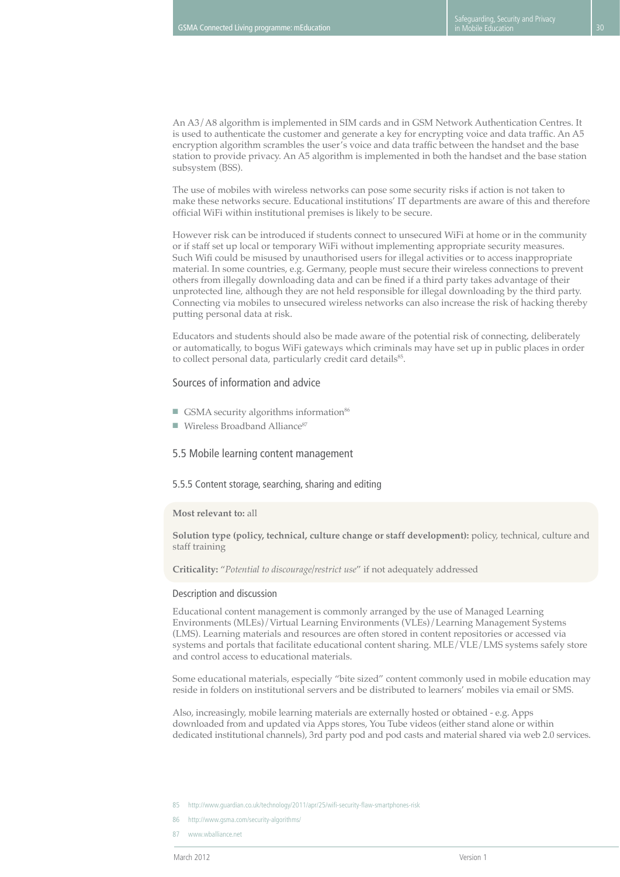An A3/A8 algorithm is implemented in SIM cards and in GSM Network Authentication Centres. It is used to authenticate the customer and generate a key for encrypting voice and data traffic. An A5 encryption algorithm scrambles the user's voice and data traffic between the handset and the base station to provide privacy. An A5 algorithm is implemented in both the handset and the base station subsystem (BSS).

The use of mobiles with wireless networks can pose some security risks if action is not taken to make these networks secure. Educational institutions' IT departments are aware of this and therefore official WiFi within institutional premises is likely to be secure.

However risk can be introduced if students connect to unsecured WiFi at home or in the community or if staff set up local or temporary WiFi without implementing appropriate security measures. Such Wifi could be misused by unauthorised users for illegal activities or to access inappropriate material. In some countries, e.g. Germany, people must secure their wireless connections to prevent others from illegally downloading data and can be fined if a third party takes advantage of their unprotected line, although they are not held responsible for illegal downloading by the third party. Connecting via mobiles to unsecured wireless networks can also increase the risk of hacking thereby putting personal data at risk.

Educators and students should also be made aware of the potential risk of connecting, deliberately or automatically, to bogus WiFi gateways which criminals may have set up in public places in order to collect personal data, particularly credit card details[85].

### Sources of information and advice

- GSMA security algorithms information[86]
- Wireless Broadband Alliance[87]

## 5.5 Mobile learning content management

### 5.5.5 Content storage, searching, sharing and editing

**Most relevant to:** all

**Solution type (policy, technical, culture change or staff development):** policy, technical, culture and staff training

**Criticality:** "*Potential to discourage/restrict use*" if not adequately addressed

#### Description and discussion

Educational content management is commonly arranged by the use of Managed Learning Environments (MLEs)/Virtual Learning Environments (VLEs)/Learning Management Systems (LMS). Learning materials and resources are often stored in content repositories or accessed via systems and portals that facilitate educational content sharing. MLE/VLE/LMS systems safely store and control access to educational materials.

Some educational materials, especially "bite sized" content commonly used in mobile education may reside in folders on institutional servers and be distributed to learners' mobiles via email or SMS.

Also, increasingly, mobile learning materials are externally hosted or obtained - e.g. Apps downloaded from and updated via Apps stores, You Tube videos (either stand alone or within dedicated institutional channels), 3rd party pod and pod casts and material shared via web 2.0 services.

85 http://www.guardian.co.uk/technology/2011/apr/25/wifi-security-flaw-smartphones-risk

86 http://www.gsma.com/security-algorithms/

87 www.wballiance.net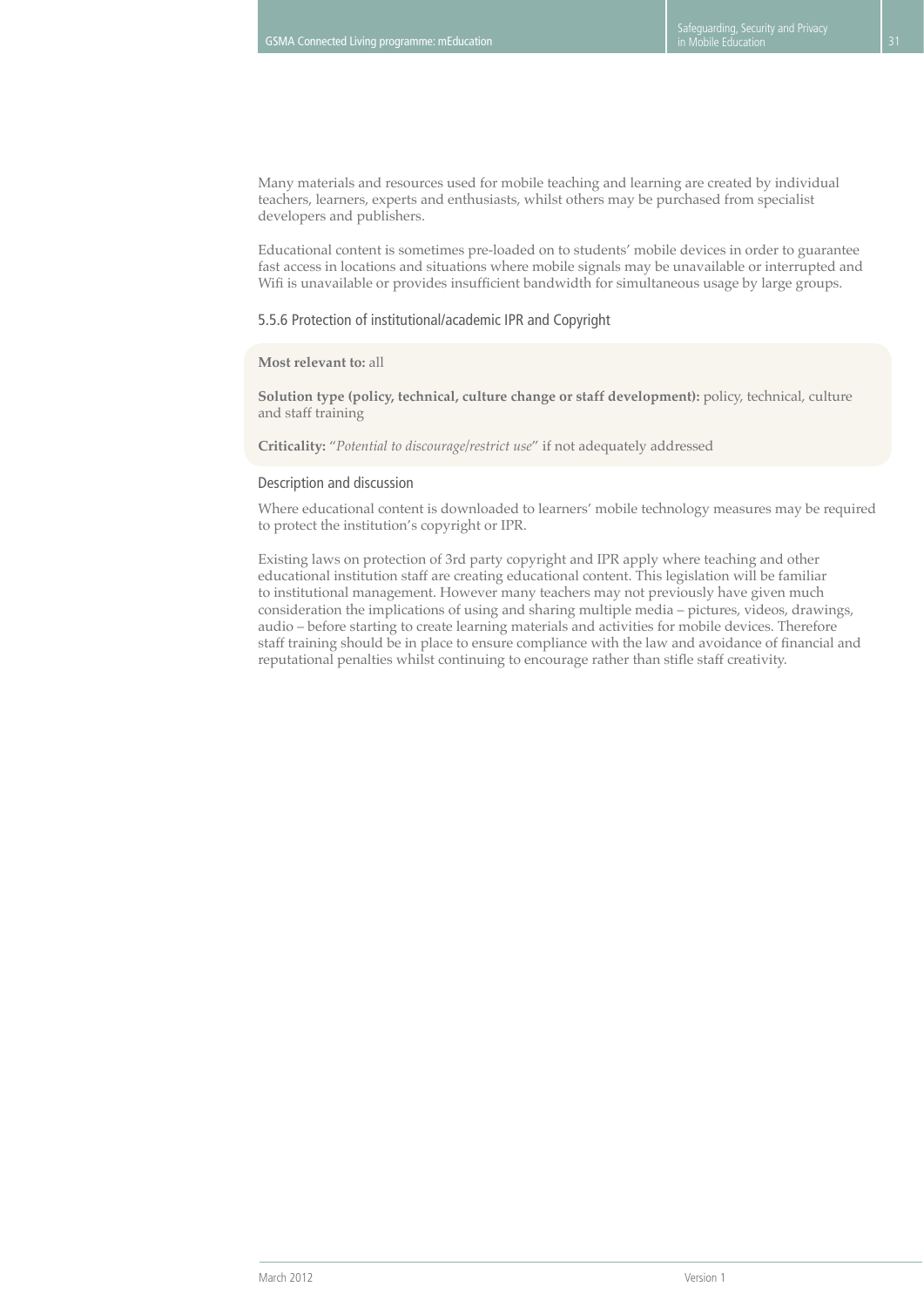Many materials and resources used for mobile teaching and learning are created by individual teachers, learners, experts and enthusiasts, whilst others may be purchased from specialist developers and publishers.

Educational content is sometimes pre-loaded on to students' mobile devices in order to guarantee fast access in locations and situations where mobile signals may be unavailable or interrupted and Wifi is unavailable or provides insufficient bandwidth for simultaneous usage by large groups.

### 5.5.6 Protection of institutional/academic IPR and Copyright

**Most relevant to:** all

**Solution type (policy, technical, culture change or staff development):** policy, technical, culture and staff training

**Criticality:** "*Potential to discourage/restrict use*" if not adequately addressed

#### Description and discussion

Where educational content is downloaded to learners' mobile technology measures may be required to protect the institution's copyright or IPR.

Existing laws on protection of 3rd party copyright and IPR apply where teaching and other educational institution staff are creating educational content. This legislation will be familiar to institutional management. However many teachers may not previously have given much consideration the implications of using and sharing multiple media – pictures, videos, drawings, audio – before starting to create learning materials and activities for mobile devices. Therefore staff training should be in place to ensure compliance with the law and avoidance of financial and reputational penalties whilst continuing to encourage rather than stifle staff creativity.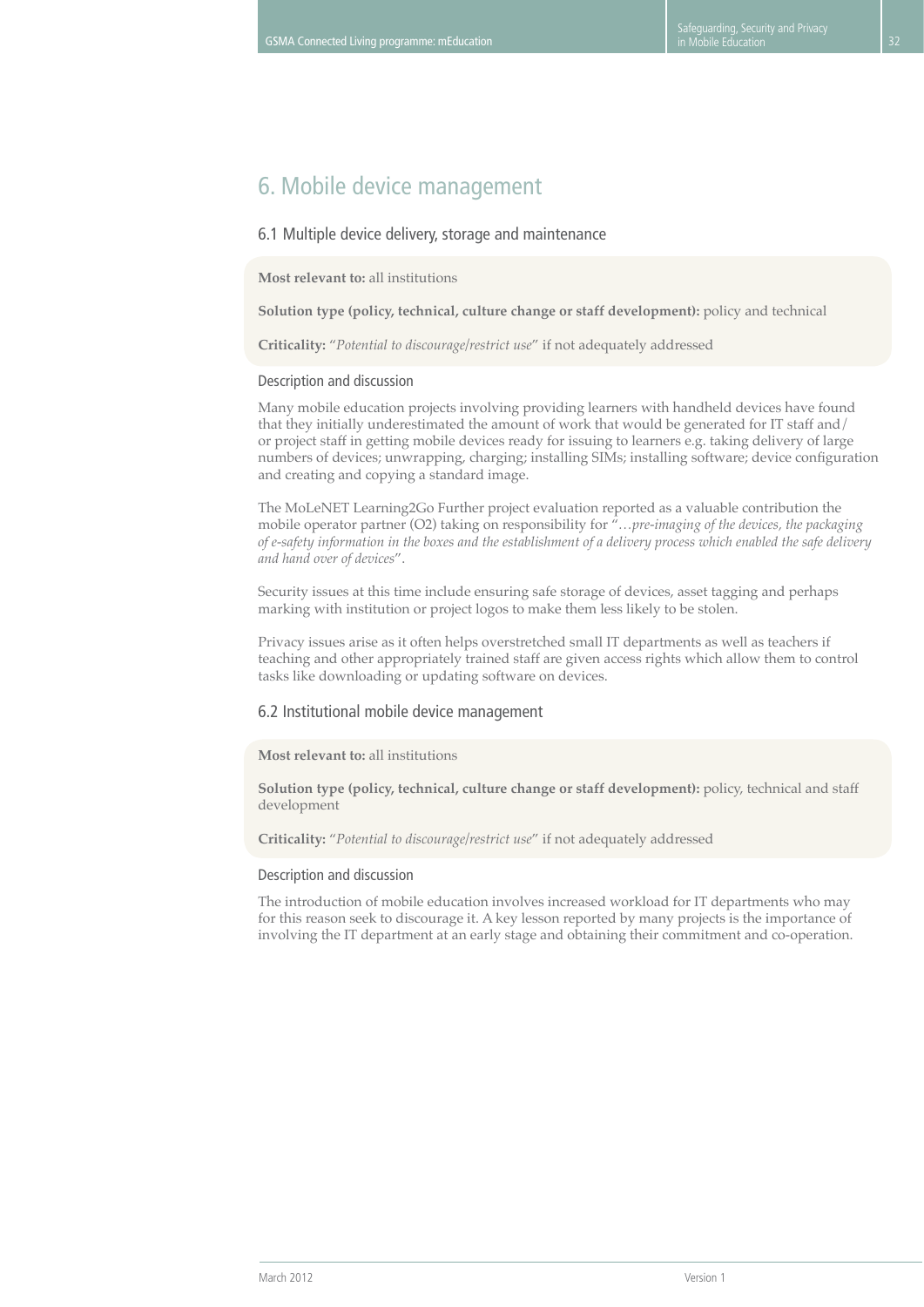# 6. Mobile device management

## 6.1 Multiple device delivery, storage and maintenance

**Most relevant to:** all institutions

**Solution type (policy, technical, culture change or staff development):** policy and technical

**Criticality:** "*Potential to discourage/restrict use*" if not adequately addressed

### Description and discussion

Many mobile education projects involving providing learners with handheld devices have found that they initially underestimated the amount of work that would be generated for IT staff and/or project staff in getting mobile devices ready for issuing to learners e.g. taking delivery of large numbers of devices; unwrapping, charging; installing SIMs; installing software; device configuration and creating and copying a standard image.

The MoLeNET Learning2Go Further project evaluation reported as a valuable contribution the mobile operator partner (O2) taking on responsibility for "*…pre-imaging of the devices, the packaging of e-safety information in the boxes and the establishment of a delivery process which enabled the safe delivery and hand over of devices*".

Security issues at this time include ensuring safe storage of devices, asset tagging and perhaps marking with institution or project logos to make them less likely to be stolen.

Privacy issues arise as it often helps overstretched small IT departments as well as teachers if teaching and other appropriately trained staff are given access rights which allow them to control tasks like downloading or updating software on devices.

## 6.2 Institutional mobile device management

**Most relevant to:** all institutions

**Solution type (policy, technical, culture change or staff development):** policy, technical and staff development

**Criticality:** "*Potential to discourage/restrict use*" if not adequately addressed

### Description and discussion

The introduction of mobile education involves increased workload for IT departments who may for this reason seek to discourage it. A key lesson reported by many projects is the importance of involving the IT department at an early stage and obtaining their commitment and co-operation.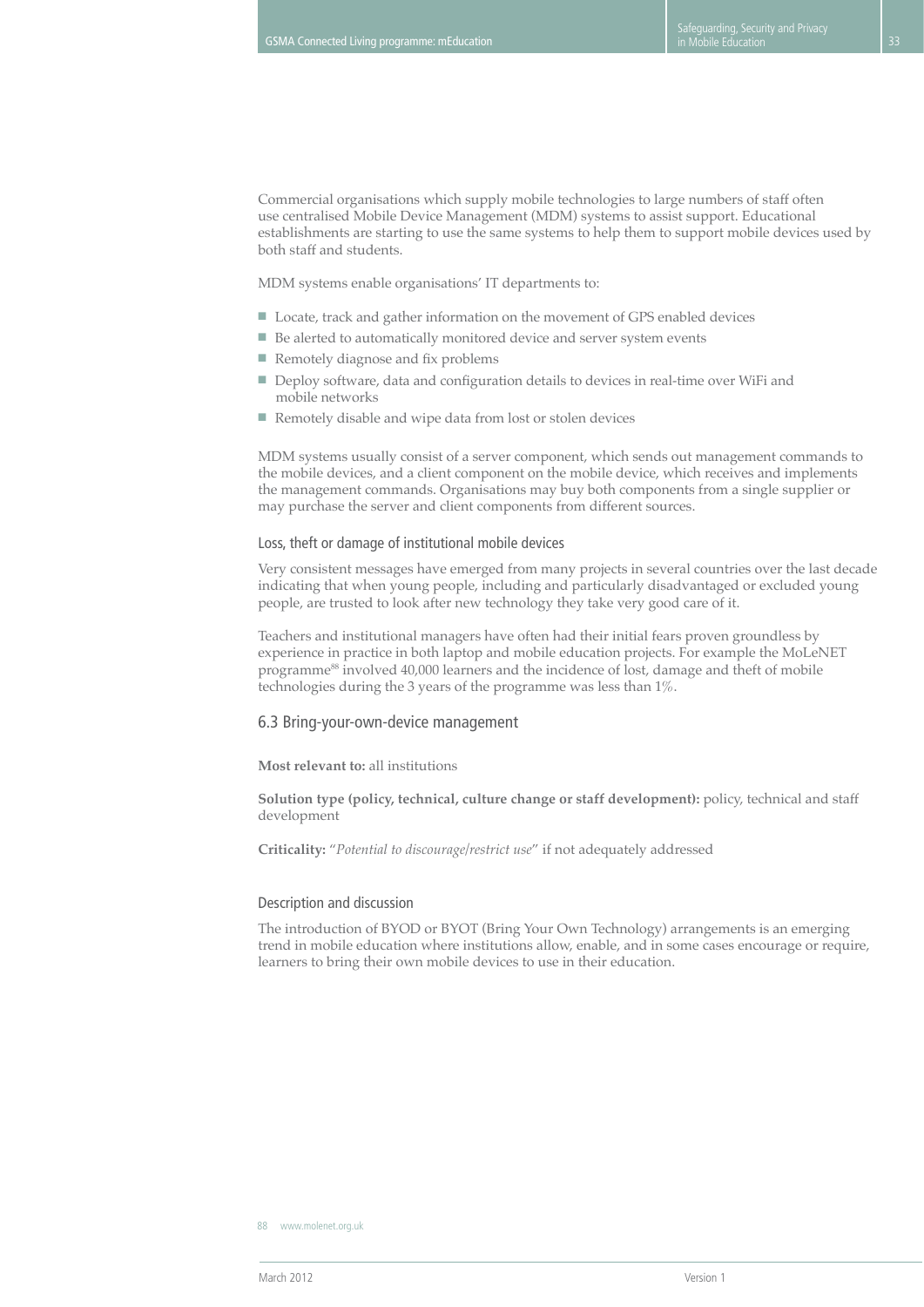Commercial organisations which supply mobile technologies to large numbers of staff often use centralised Mobile Device Management (MDM) systems to assist support. Educational establishments are starting to use the same systems to help them to support mobile devices used by both staff and students.

MDM systems enable organisations' IT departments to:

- Locate, track and gather information on the movement of GPS enabled devices
- Be alerted to automatically monitored device and server system events
- Remotely diagnose and fix problems
- Deploy software, data and configuration details to devices in real-time over WiFi and mobile networks
- Remotely disable and wipe data from lost or stolen devices

MDM systems usually consist of a server component, which sends out management commands to the mobile devices, and a client component on the mobile device, which receives and implements the management commands. Organisations may buy both components from a single supplier or may purchase the server and client components from different sources.

### Loss, theft or damage of institutional mobile devices

Very consistent messages have emerged from many projects in several countries over the last decade indicating that when young people, including and particularly disadvantaged or excluded young people, are trusted to look after new technology they take very good care of it.

Teachers and institutional managers have often had their initial fears proven groundless by experience in practice in both laptop and mobile education projects. For example the MoLeNET programme[88] involved 40,000 learners and the incidence of lost, damage and theft of mobile technologies during the 3 years of the programme was less than 1%.

## 6.3 Bring-your-own-device management

**Most relevant to:** all institutions

**Solution type (policy, technical, culture change or staff development):** policy, technical and staff development

**Criticality:** "*Potential to discourage/restrict use*" if not adequately addressed

### Description and discussion

The introduction of BYOD or BYOT (Bring Your Own Technology) arrangements is an emerging trend in mobile education where institutions allow, enable, and in some cases encourage or require, learners to bring their own mobile devices to use in their education.

88 www.molenet.org.uk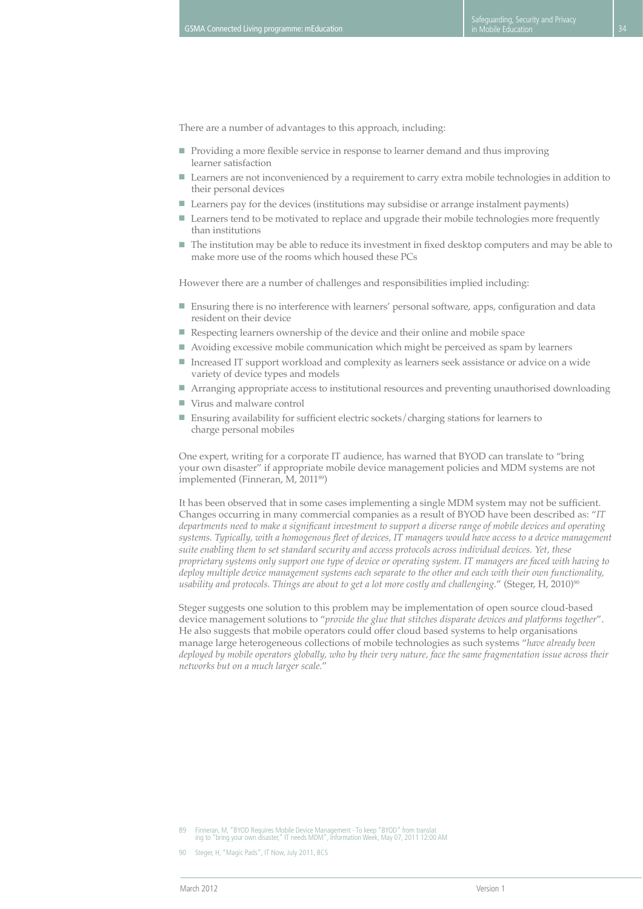There are a number of advantages to this approach, including:

- Providing a more flexible service in response to learner demand and thus improving learner satisfaction
- Learners are not inconvenienced by a requirement to carry extra mobile technologies in addition to their personal devices
- Learners pay for the devices (institutions may subsidise or arrange instalment payments)
- Learners tend to be motivated to replace and upgrade their mobile technologies more frequently than institutions
- The institution may be able to reduce its investment in fixed desktop computers and may be able to make more use of the rooms which housed these PCs

However there are a number of challenges and responsibilities implied including:

- Ensuring there is no interference with learners' personal software, apps, configuration and data resident on their device
- Respecting learners ownership of the device and their online and mobile space
- Avoiding excessive mobile communication which might be perceived as spam by learners
- Increased IT support workload and complexity as learners seek assistance or advice on a wide variety of device types and models
- Arranging appropriate access to institutional resources and preventing unauthorised downloading
- Virus and malware control
- Ensuring availability for sufficient electric sockets/charging stations for learners to charge personal mobiles

One expert, writing for a corporate IT audience, has warned that BYOD can translate to "bring your own disaster" if appropriate mobile device management policies and MDM systems are not implemented (Finneran, M, 2011[89])

It has been observed that in some cases implementing a single MDM system may not be sufficient. Changes occurring in many commercial companies as a result of BYOD have been described as: "*IT departments need to make a significant investment to support a diverse range of mobile devices and operating systems. Typically, with a homogenous fleet of devices, IT managers would have access to a device management suite enabling them to set standard security and access protocols across individual devices. Yet, these proprietary systems only support one type of device or operating system. IT managers are faced with having to deploy multiple device management systems each separate to the other and each with their own functionality, usability and protocols. Things are about to get a lot more costly and challenging.*" (Steger, H, 2010)[90]

Steger suggests one solution to this problem may be implementation of open source cloud-based device management solutions to "*provide the glue that stitches disparate devices and platforms together*". He also suggests that mobile operators could offer cloud based systems to help organisations manage large heterogeneous collections of mobile technologies as such systems "*have already been deployed by mobile operators globally, who by their very nature, face the same fragmentation issue across their networks but on a much larger scale.*"

89 Finneran, M, "BYOD Requires Mobile Device Management - To keep "BYOD" from translating to "bring your own disaster," IT needs MDM", Information Week, May 07, 2011 12:00 AM

90 Steger, H, "Magic Pads", IT Now, July 2011, BCS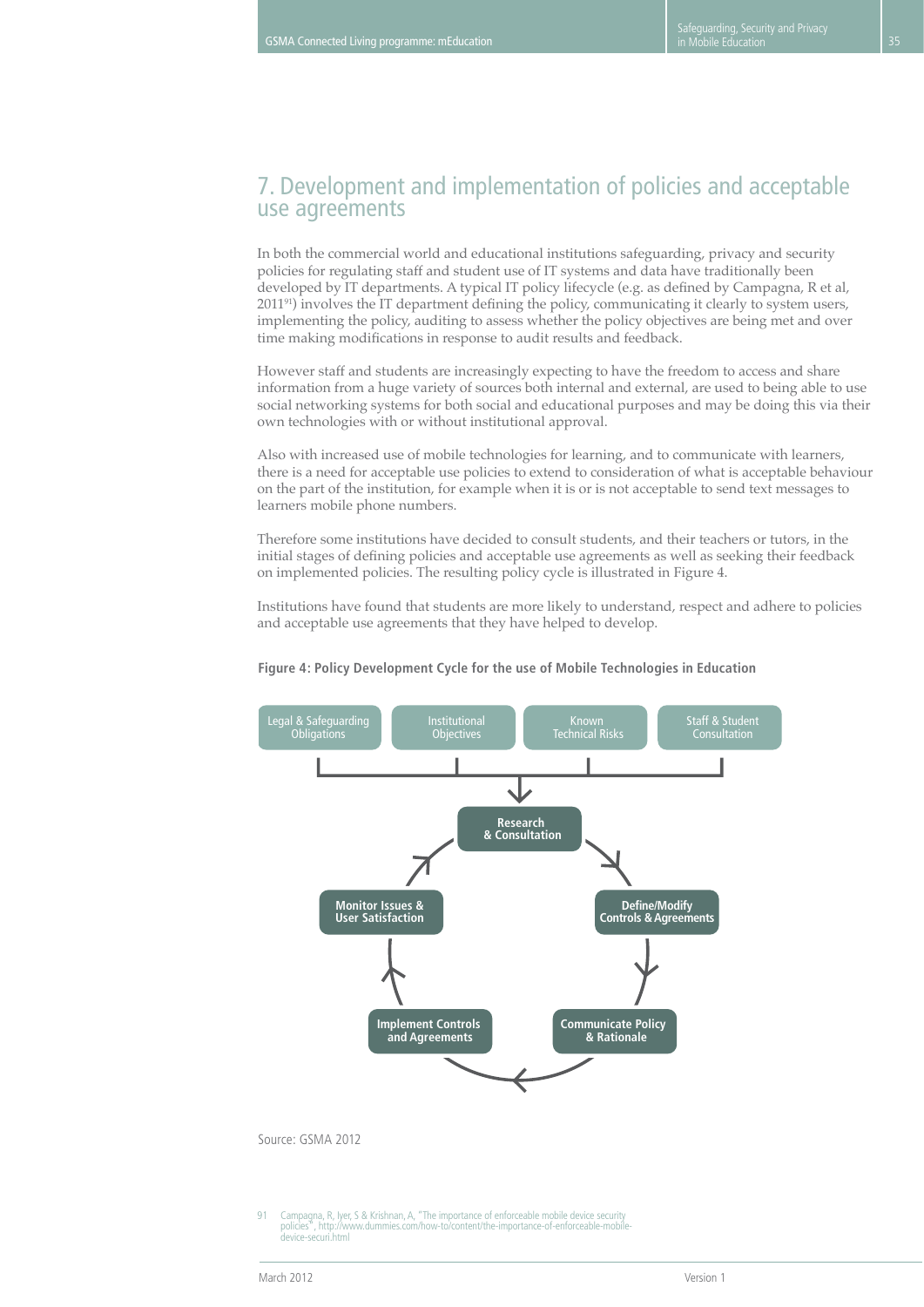## 7. Development and implementation of policies and acceptable use agreements

In both the commercial world and educational institutions safeguarding, privacy and security policies for regulating staff and student use of IT systems and data have traditionally been developed by IT departments. A typical IT policy lifecycle (e.g. as defined by Campagna, R et al, 2011[91]) involves the IT department defining the policy, communicating it clearly to system users, implementing the policy, auditing to assess whether the policy objectives are being met and over time making modifications in response to audit results and feedback.

However staff and students are increasingly expecting to have the freedom to access and share information from a huge variety of sources both internal and external, are used to being able to use social networking systems for both social and educational purposes and may be doing this via their own technologies with or without institutional approval.

Also with increased use of mobile technologies for learning, and to communicate with learners, there is a need for acceptable use policies to extend to consideration of what is acceptable behaviour on the part of the institution, for example when it is or is not acceptable to send text messages to learners mobile phone numbers.

Therefore some institutions have decided to consult students, and their teachers or tutors, in the initial stages of defining policies and acceptable use agreements as well as seeking their feedback on implemented policies. The resulting policy cycle is illustrated in Figure 4.

Institutions have found that students are more likely to understand, respect and adhere to policies and acceptable use agreements that they have helped to develop.

**Figure 4: Policy Development Cycle for the use of Mobile Technologies in Education**

Legal & Safeguarding Obligations | Institutional Objectives | Known Technical Risks | Staff & Student Consultation

→ Research & Consultation → Define/Modify Controls & Agreements → Communicate Policy & Rationale → Implement Controls and Agreements → Monitor Issues & User Satisfaction → Research & Consultation

Source: GSMA 2012

91 Campagna, R, Iyer, S & Krishnan, A, "The importance of enforceable mobile device security policies", http://www.dummies.com/how-to/content/the-importance-of-enforceable-mobile-device-securi.html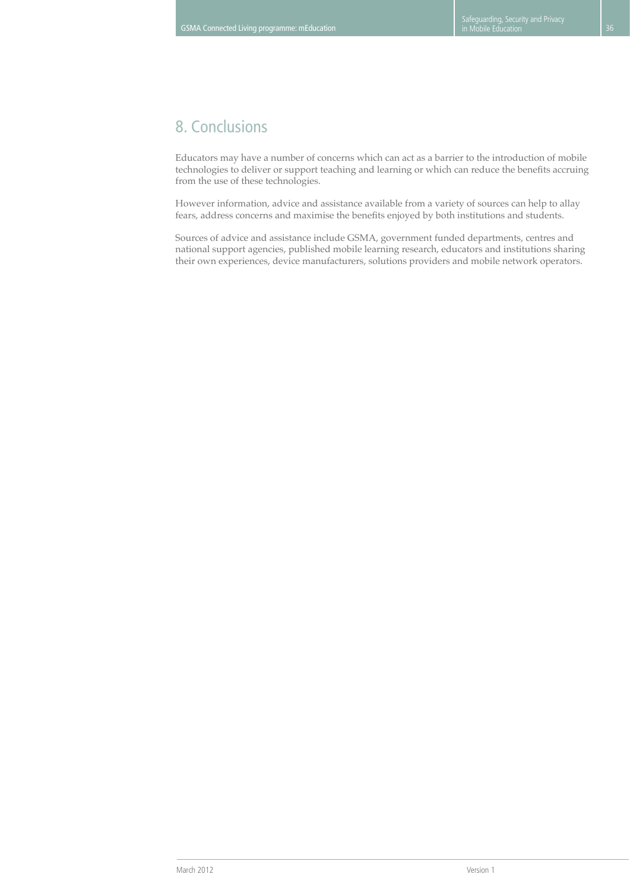## 8. Conclusions

Educators may have a number of concerns which can act as a barrier to the introduction of mobile technologies to deliver or support teaching and learning or which can reduce the benefits accruing from the use of these technologies.

However information, advice and assistance available from a variety of sources can help to allay fears, address concerns and maximise the benefits enjoyed by both institutions and students.

Sources of advice and assistance include GSMA, government funded departments, centres and national support agencies, published mobile learning research, educators and institutions sharing their own experiences, device manufacturers, solutions providers and mobile network operators.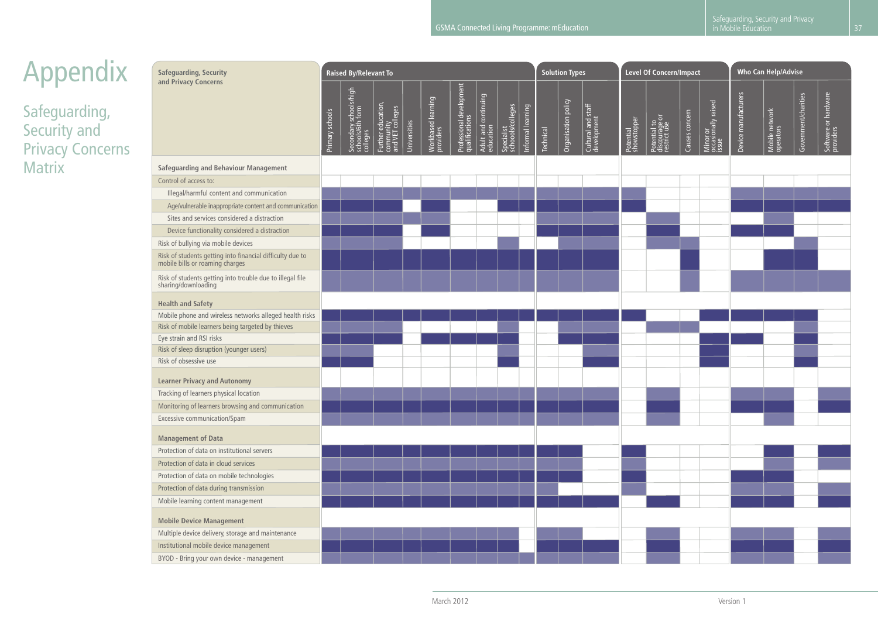# Appendix

## Safeguarding, Security and Privacy Concerns Matrix

| Safeguarding, Security and Privacy Concerns | Raised By/Relevant To | | | | | | | | | Solution Types | | | Level Of Concern/Impact | | | | Who Can Help/Advise | | | |
|---|---|---|---|---|---|---|---|---|---|---|---|---|---|---|---|---|---|---|---|---|
| | Primary schools | Secondary schools/high schools/6th form colleges | Further education, community and VET colleges | Universities | Workbased learning providers | Professional development qualifications | Adult and continuing education | Specialist schools/colleges | Informal learning | Technical | Organisation policy | Cultural and staff development | Potential showstopper | Potential to discourage or restrict use | Causes concern | Minor or occasionally raised issue | Device manufacturers | Mobile network operators | Government/charities | Software or hardware providers |
| **Safeguarding and Behaviour Management** | | | | | | | | | | | | | | | | | | | | |
| Control of access to: | | | | | | | | | | | | | | | | | | | | |
| Illegal/harmful content and communication | ○ | ○ | ○ | ○ | ○ | ○ | ○ | ○ | ○ | ○ | ○ | ○ | ○ | | | | ○ | ○ | ○ | ○ |
| Age/vulnerable inappropriate content and communication | ● | ● | ● | | ● | | | ● | ● | ● | ● | ● | ● | | | | ● | ● | ● | ● |
| Sites and services considered a distraction | ○ | ○ | ○ | ○ | ○ | | | | | ○ | ○ | ○ | | ○ | | | | ○ | | |
| Device functionality considered a distraction | ● | ● | ● | | ● | | | | | ● | ● | ○ | | ● | | | ● | ● | | |
| Risk of bullying via mobile devices | ○ | ○ | ○ | | | | | ○ | | | ○ | ○ | | ○ | ○ | | | | ○ | |
| Risk of students getting into financial difficulty due to mobile bills or roaming charges | ● | ● | ● | ● | ● | ● | ● | ● | ● | ● | ● | ● | | | ● | | | ● | ● | |
| Risk of students getting into trouble due to illegal file sharing/downloading | ○ | ○ | ○ | ○ | ○ | ○ | ○ | ○ | ○ | ○ | ○ | ○ | | | ○ | | ○ | ○ | ○ | ○ |
| **Health and Safety** | | | | | | | | | | | | | | | | | | | | |
| Mobile phone and wireless networks alleged health risks | ● | ● | ● | ● | ● | ● | ● | ● | ● | ● | ● | ● | ● | | | ● | ● | ● | ● | |
| Risk of mobile learners being targeted by thieves | ○ | ○ | ○ | | | | | ○ | | | ○ | ○ | | ○ | ○ | | | | ○ | |
| Eye strain and RSI risks | ● | ● | ● | | ● | ● | ● | ● | | | ● | ● | | | | ● | ● | | ● | |
| Risk of sleep disruption (younger users) | ○ | ○ | | | | | | ○ | | | | ○ | | | | ● | | | ○ | |
| Risk of obsessive use | ● | ● | | | | | | ● | | | | ● | | | | ● | | | ● | |
| **Learner Privacy and Autonomy** | | | | | | | | | | | | | | | | | | | | |
| Tracking of learners physical location | ○ | ○ | ○ | ○ | ○ | ○ | ○ | ○ | ○ | ○ | ○ | ○ | | ○ | | | ○ | ○ | | ○ |
| Monitoring of learners browsing and communication | ● | ● | ● | ● | ● | ● | ● | ● | ● | ● | ● | ● | | ● | | | ● | ● | | ● |
| Excessive communication/Spam | ○ | ○ | ○ | ○ | ○ | ○ | ○ | ○ | ○ | ○ | ○ | ○ | | ○ | | | | ○ | | |
| **Management of Data** | | | | | | | | | | | | | | | | | | | | |
| Protection of data on institutional servers | ● | ● | ● | ● | ● | ● | ● | ● | ● | ● | ● | | ● | | | | | ● | | ● |
| Protection of data in cloud services | ○ | ○ | ○ | ○ | ○ | ○ | ○ | ○ | ○ | ○ | ○ | | ○ | | | | | ○ | | ○ |
| Protection of data on mobile technologies | ● | ● | ● | ● | ● | ● | ● | ● | ● | ● | ● | | ● | | | | ● | ● | | |
| Protection of data during transmission | ○ | ○ | ○ | ○ | ○ | ○ | ○ | ○ | ○ | ○ | | | ○ | | | | ○ | ○ | | ○ |
| Mobile learning content management | ● | ● | ● | ● | ● | ● | ● | ● | ● | ● | ● | ● | | ● | | | ● | ● | | ● |
| **Mobile Device Management** | | | | | | | | | | | | | | | | | | | | |
| Multiple device delivery, storage and maintenance | ○ | ○ | ○ | ○ | ○ | ○ | ○ | ○ | | ○ | ○ | | | ○ | | | ○ | ○ | | ○ |
| Institutional mobile device management | ● | ● | ● | ● | ● | ● | ● | ● | | ● | ● | ● | | ● | | | ● | ● | | ● |
| BYOD - Bring your own device - management | ○ | ○ | ○ | ○ | ○ | ○ | ○ | ○ | ○ | ○ | ○ | ○ | | ○ | | | ○ | ○ | | ○ |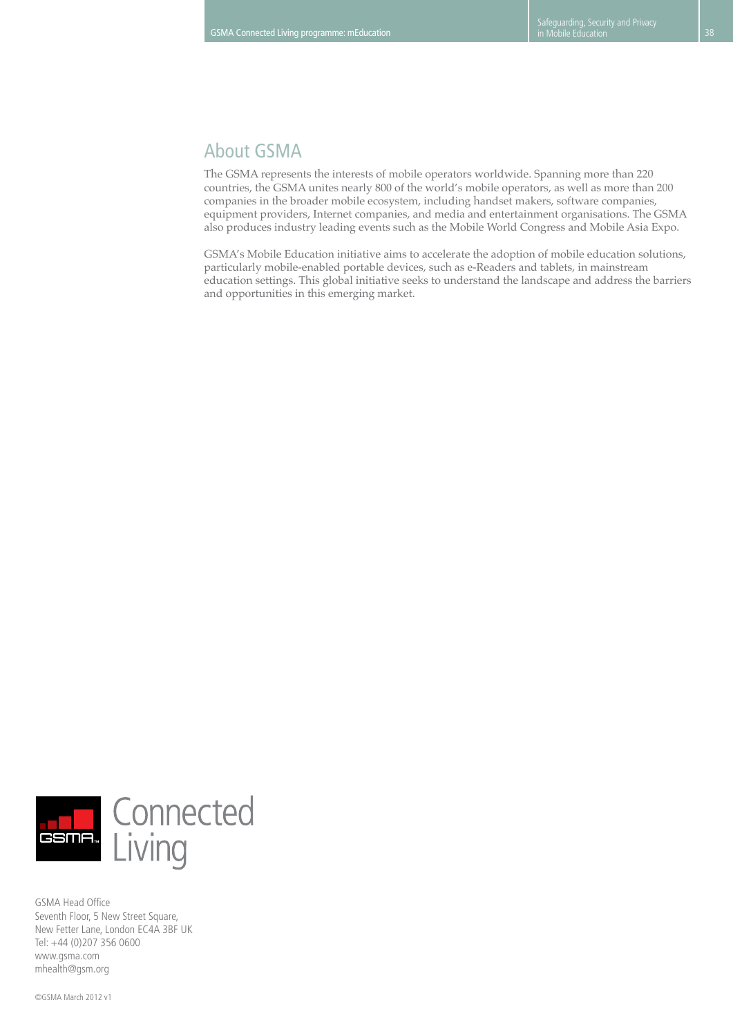## About GSMA

The GSMA represents the interests of mobile operators worldwide. Spanning more than 220 countries, the GSMA unites nearly 800 of the world's mobile operators, as well as more than 200 companies in the broader mobile ecosystem, including handset makers, software companies, equipment providers, Internet companies, and media and entertainment organisations. The GSMA also produces industry leading events such as the Mobile World Congress and Mobile Asia Expo.

GSMA's Mobile Education initiative aims to accelerate the adoption of mobile education solutions, particularly mobile-enabled portable devices, such as e-Readers and tablets, in mainstream education settings. This global initiative seeks to understand the landscape and address the barriers and opportunities in this emerging market.

GSMA Connected Living

GSMA Head Office
Seventh Floor, 5 New Street Square,
New Fetter Lane, London EC4A 3BF UK
Tel: +44 (0)207 356 0600
www.gsma.com
mhealth@gsm.org

©GSMA March 2012 v1